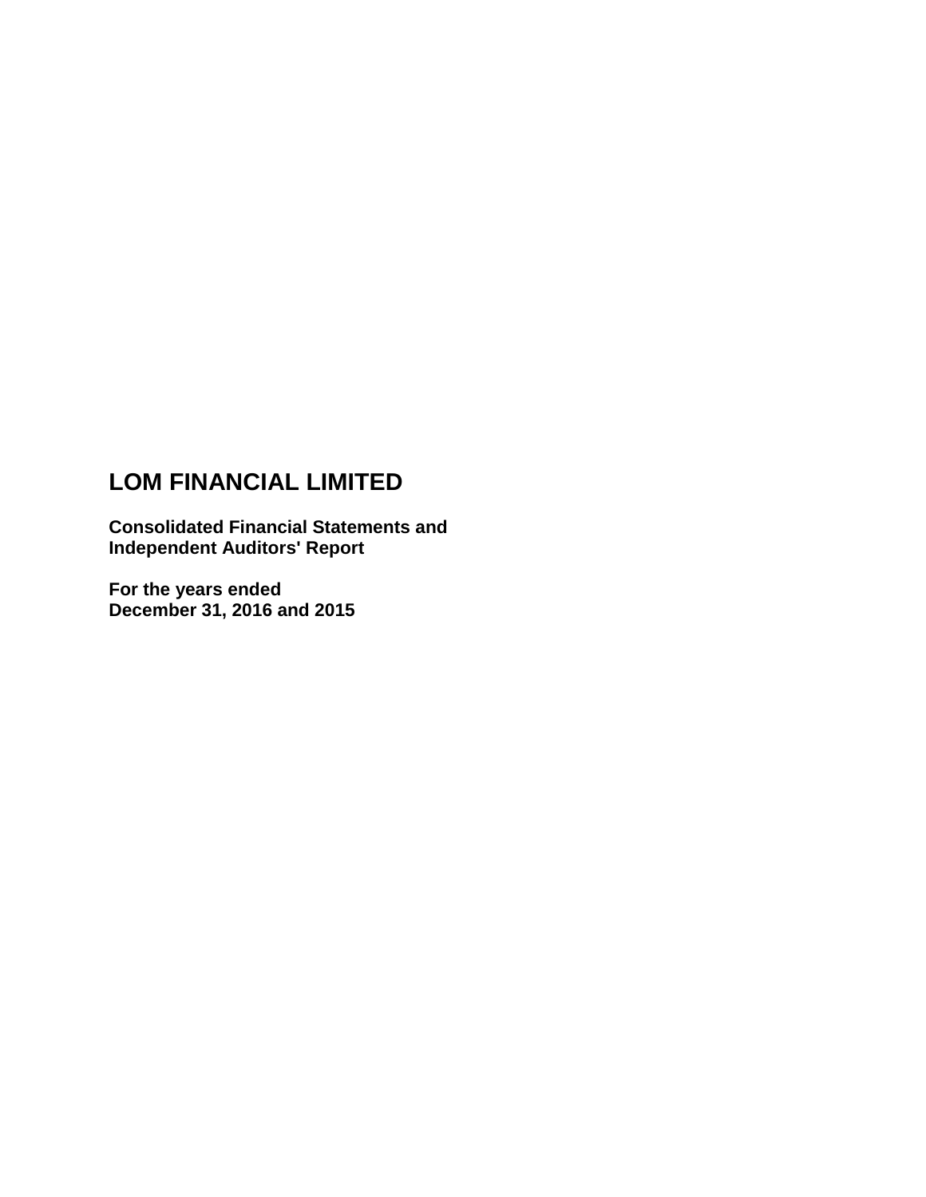# LOM FINANCIAL LIMITED

**Consolidated Financial Statements and Independent Auditors' Report**

**For the years ended December 31, 2016 and 2015**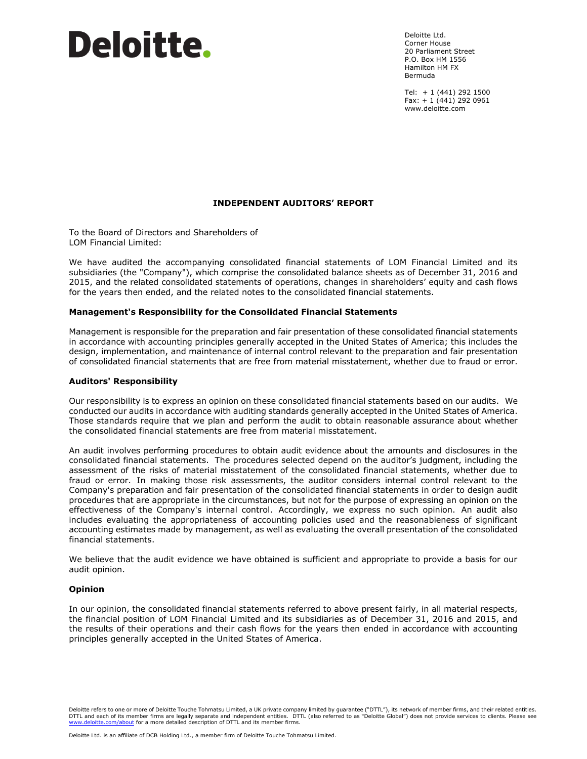# Deloitte.

Deloitte Ltd.
Corner House
20 Parliament Street
P.O. Box HM 1556
Hamilton HM FX
Bermuda

Tel: + 1 (441) 292 1500
Fax: + 1 (441) 292 0961
www.deloitte.com

## INDEPENDENT AUDITORS' REPORT

To the Board of Directors and Shareholders of
LOM Financial Limited:

We have audited the accompanying consolidated financial statements of LOM Financial Limited and its subsidiaries (the "Company"), which comprise the consolidated balance sheets as of December 31, 2016 and 2015, and the related consolidated statements of operations, changes in shareholders' equity and cash flows for the years then ended, and the related notes to the consolidated financial statements.

### Management's Responsibility for the Consolidated Financial Statements

Management is responsible for the preparation and fair presentation of these consolidated financial statements in accordance with accounting principles generally accepted in the United States of America; this includes the design, implementation, and maintenance of internal control relevant to the preparation and fair presentation of consolidated financial statements that are free from material misstatement, whether due to fraud or error.

### Auditors' Responsibility

Our responsibility is to express an opinion on these consolidated financial statements based on our audits. We conducted our audits in accordance with auditing standards generally accepted in the United States of America. Those standards require that we plan and perform the audit to obtain reasonable assurance about whether the consolidated financial statements are free from material misstatement.

An audit involves performing procedures to obtain audit evidence about the amounts and disclosures in the consolidated financial statements. The procedures selected depend on the auditor's judgment, including the assessment of the risks of material misstatement of the consolidated financial statements, whether due to fraud or error. In making those risk assessments, the auditor considers internal control relevant to the Company's preparation and fair presentation of the consolidated financial statements in order to design audit procedures that are appropriate in the circumstances, but not for the purpose of expressing an opinion on the effectiveness of the Company's internal control. Accordingly, we express no such opinion. An audit also includes evaluating the appropriateness of accounting policies used and the reasonableness of significant accounting estimates made by management, as well as evaluating the overall presentation of the consolidated financial statements.

We believe that the audit evidence we have obtained is sufficient and appropriate to provide a basis for our audit opinion.

### Opinion

In our opinion, the consolidated financial statements referred to above present fairly, in all material respects, the financial position of LOM Financial Limited and its subsidiaries as of December 31, 2016 and 2015, and the results of their operations and their cash flows for the years then ended in accordance with accounting principles generally accepted in the United States of America.

Deloitte refers to one or more of Deloitte Touche Tohmatsu Limited, a UK private company limited by guarantee ("DTTL"), its network of member firms, and their related entities. DTTL and each of its member firms are legally separate and independent entities. DTTL (also referred to as "Deloitte Global") does not provide services to clients. Please see www.deloitte.com/about for a more detailed description of DTTL and its member firms.

Deloitte Ltd. is an affiliate of DCB Holding Ltd., a member firm of Deloitte Touche Tohmatsu Limited.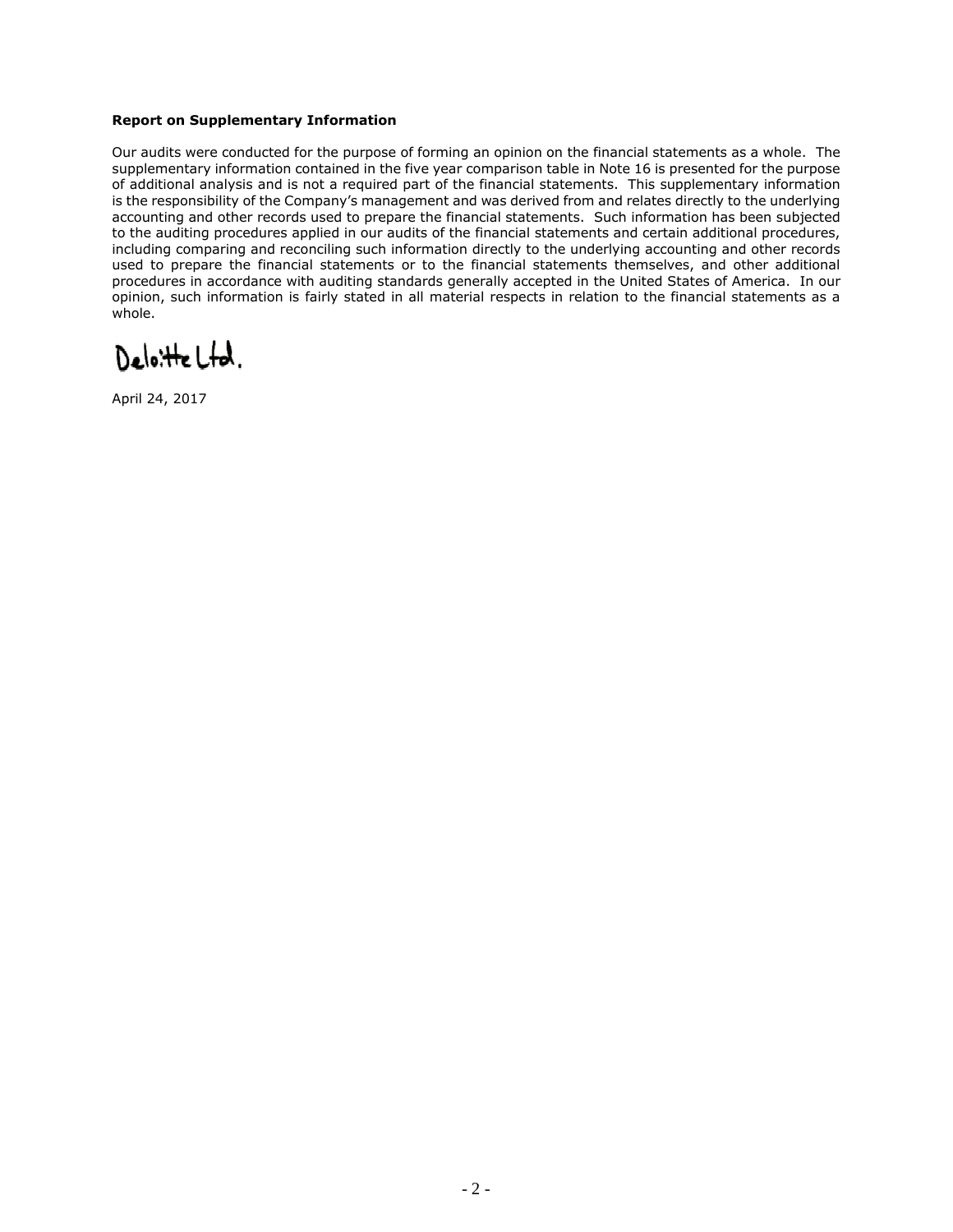**Report on Supplementary Information**

Our audits were conducted for the purpose of forming an opinion on the financial statements as a whole. The supplementary information contained in the five year comparison table in Note 16 is presented for the purpose of additional analysis and is not a required part of the financial statements. This supplementary information is the responsibility of the Company's management and was derived from and relates directly to the underlying accounting and other records used to prepare the financial statements. Such information has been subjected to the auditing procedures applied in our audits of the financial statements and certain additional procedures, including comparing and reconciling such information directly to the underlying accounting and other records used to prepare the financial statements or to the financial statements themselves, and other additional procedures in accordance with auditing standards generally accepted in the United States of America. In our opinion, such information is fairly stated in all material respects in relation to the financial statements as a whole.

Deloitte Ltd.

April 24, 2017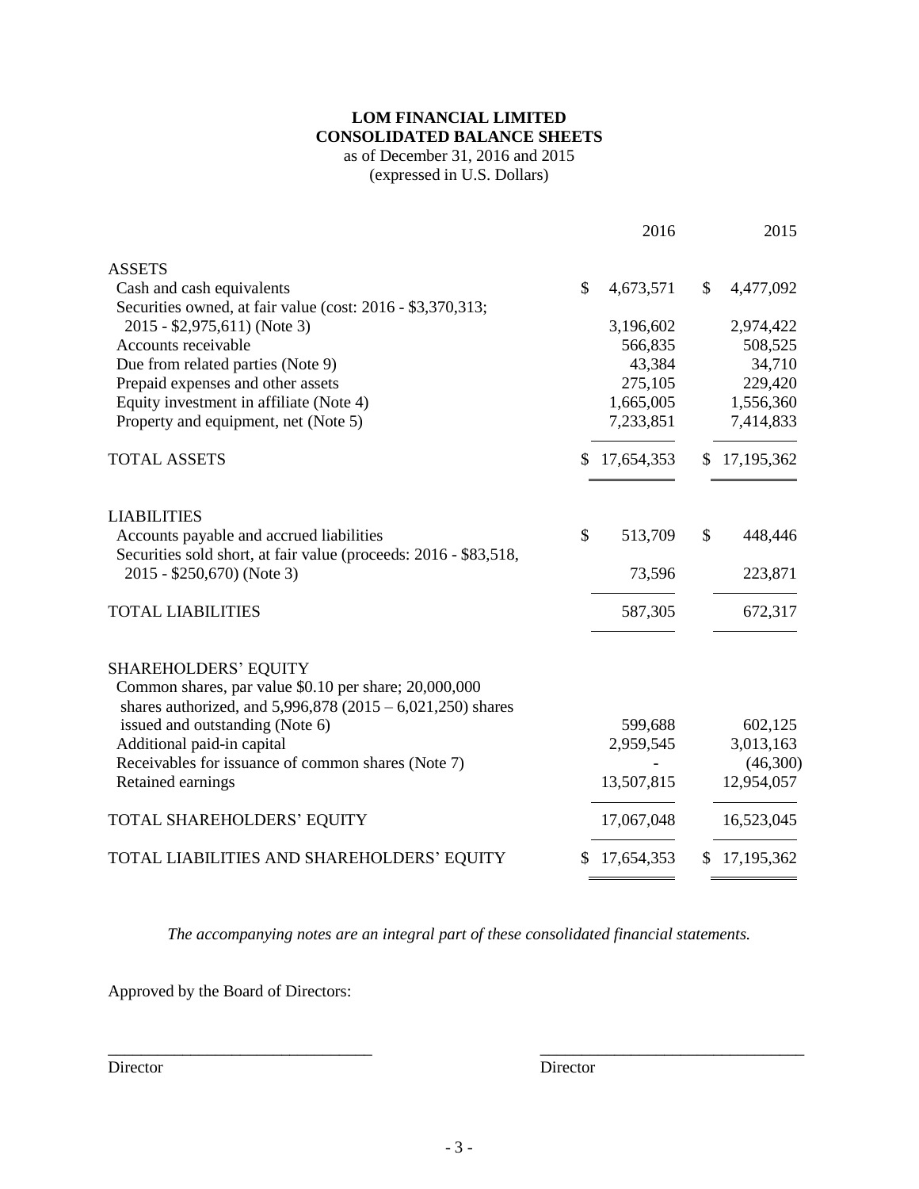# LOM FINANCIAL LIMITED
## CONSOLIDATED BALANCE SHEETS

as of December 31, 2016 and 2015
(expressed in U.S. Dollars)

| | 2016 | 2015 |
|---|---|---|
| **ASSETS** | | |
| Cash and cash equivalents | $ 4,673,571 | $ 4,477,092 |
| Securities owned, at fair value (cost: 2016 - $3,370,313; 2015 - $2,975,611) (Note 3) | 3,196,602 | 2,974,422 |
| Accounts receivable | 566,835 | 508,525 |
| Due from related parties (Note 9) | 43,384 | 34,710 |
| Prepaid expenses and other assets | 275,105 | 229,420 |
| Equity investment in affiliate (Note 4) | 1,665,005 | 1,556,360 |
| Property and equipment, net (Note 5) | 7,233,851 | 7,414,833 |
| TOTAL ASSETS | $ 17,654,353 | $ 17,195,362 |
| **LIABILITIES** | | |
| Accounts payable and accrued liabilities | $ 513,709 | $ 448,446 |
| Securities sold short, at fair value (proceeds: 2016 - $83,518, 2015 - $250,670) (Note 3) | 73,596 | 223,871 |
| TOTAL LIABILITIES | 587,305 | 672,317 |
| **SHAREHOLDERS' EQUITY** | | |
| Common shares, par value $0.10 per share; 20,000,000 shares authorized, and 5,996,878 (2015 – 6,021,250) shares issued and outstanding (Note 6) | 599,688 | 602,125 |
| Additional paid-in capital | 2,959,545 | 3,013,163 |
| Receivables for issuance of common shares (Note 7) | - | (46,300) |
| Retained earnings | 13,507,815 | 12,954,057 |
| TOTAL SHAREHOLDERS' EQUITY | 17,067,048 | 16,523,045 |
| TOTAL LIABILITIES AND SHAREHOLDERS' EQUITY | $ 17,654,353 | $ 17,195,362 |

*The accompanying notes are an integral part of these consolidated financial statements.*

Approved by the Board of Directors:

\_\_\_\_\_\_\_\_\_\_\_\_\_\_\_\_\_\_\_\_\_\_\_\_\_\_\_\_\_\_\_\_ Director

\_\_\_\_\_\_\_\_\_\_\_\_\_\_\_\_\_\_\_\_\_\_\_\_\_\_\_\_\_\_\_\_ Director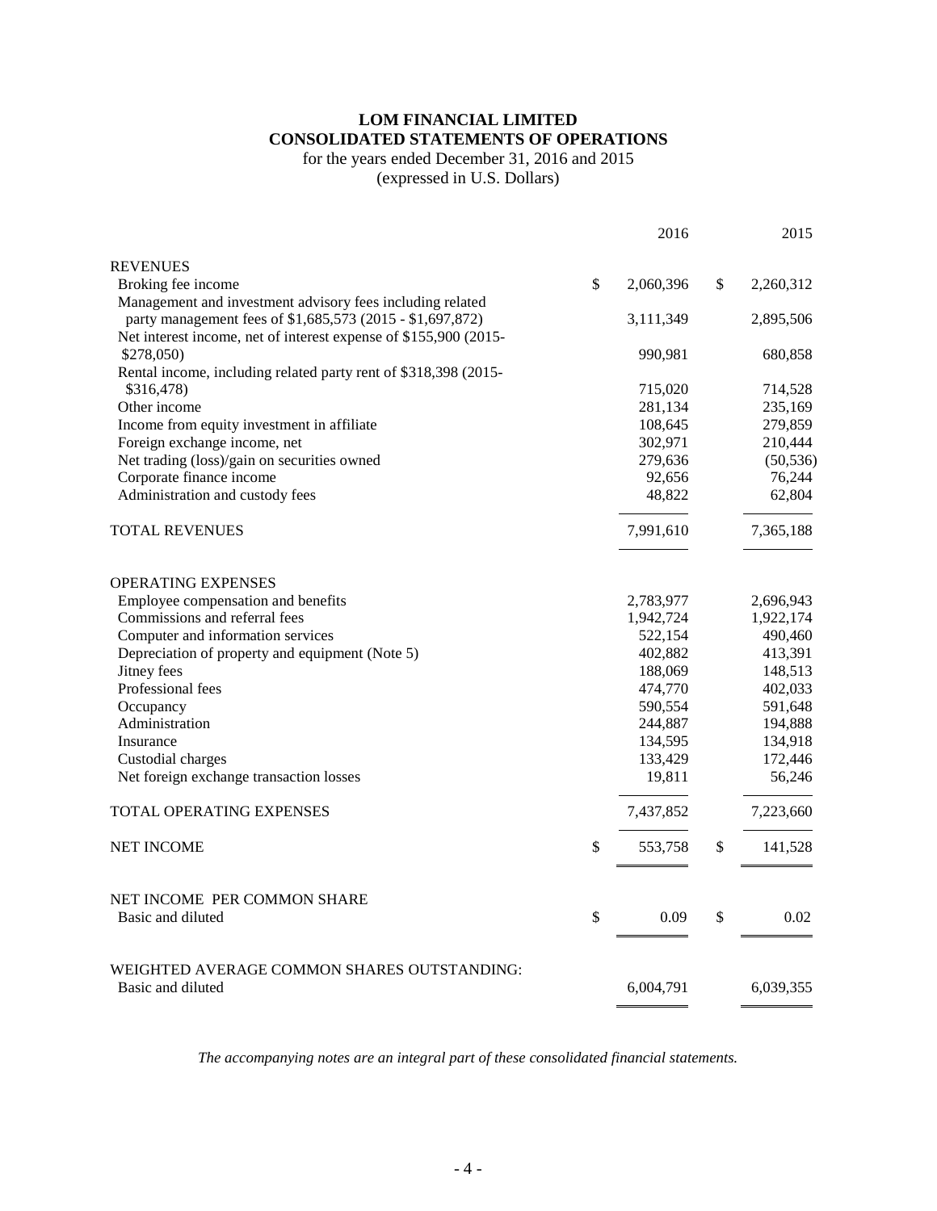# LOM FINANCIAL LIMITED
## CONSOLIDATED STATEMENTS OF OPERATIONS

for the years ended December 31, 2016 and 2015
(expressed in U.S. Dollars)

| | 2016 | 2015 |
|---|---|---|
| **REVENUES** | | |
| Broking fee income | $ 2,060,396 | $ 2,260,312 |
| Management and investment advisory fees including related party management fees of $1,685,573 (2015 - $1,697,872) | 3,111,349 | 2,895,506 |
| Net interest income, net of interest expense of $155,900 (2015- $278,050) | 990,981 | 680,858 |
| Rental income, including related party rent of $318,398 (2015- $316,478) | 715,020 | 714,528 |
| Other income | 281,134 | 235,169 |
| Income from equity investment in affiliate | 108,645 | 279,859 |
| Foreign exchange income, net | 302,971 | 210,444 |
| Net trading (loss)/gain on securities owned | 279,636 | (50,536) |
| Corporate finance income | 92,656 | 76,244 |
| Administration and custody fees | 48,822 | 62,804 |
| TOTAL REVENUES | 7,991,610 | 7,365,188 |
| **OPERATING EXPENSES** | | |
| Employee compensation and benefits | 2,783,977 | 2,696,943 |
| Commissions and referral fees | 1,942,724 | 1,922,174 |
| Computer and information services | 522,154 | 490,460 |
| Depreciation of property and equipment (Note 5) | 402,882 | 413,391 |
| Jitney fees | 188,069 | 148,513 |
| Professional fees | 474,770 | 402,033 |
| Occupancy | 590,554 | 591,648 |
| Administration | 244,887 | 194,888 |
| Insurance | 134,595 | 134,918 |
| Custodial charges | 133,429 | 172,446 |
| Net foreign exchange transaction losses | 19,811 | 56,246 |
| TOTAL OPERATING EXPENSES | 7,437,852 | 7,223,660 |
| NET INCOME | $ 553,758 | $ 141,528 |
| NET INCOME PER COMMON SHARE | | |
| Basic and diluted | $ 0.09 | $ 0.02 |
| WEIGHTED AVERAGE COMMON SHARES OUTSTANDING: | | |
| Basic and diluted | 6,004,791 | 6,039,355 |

*The accompanying notes are an integral part of these consolidated financial statements.*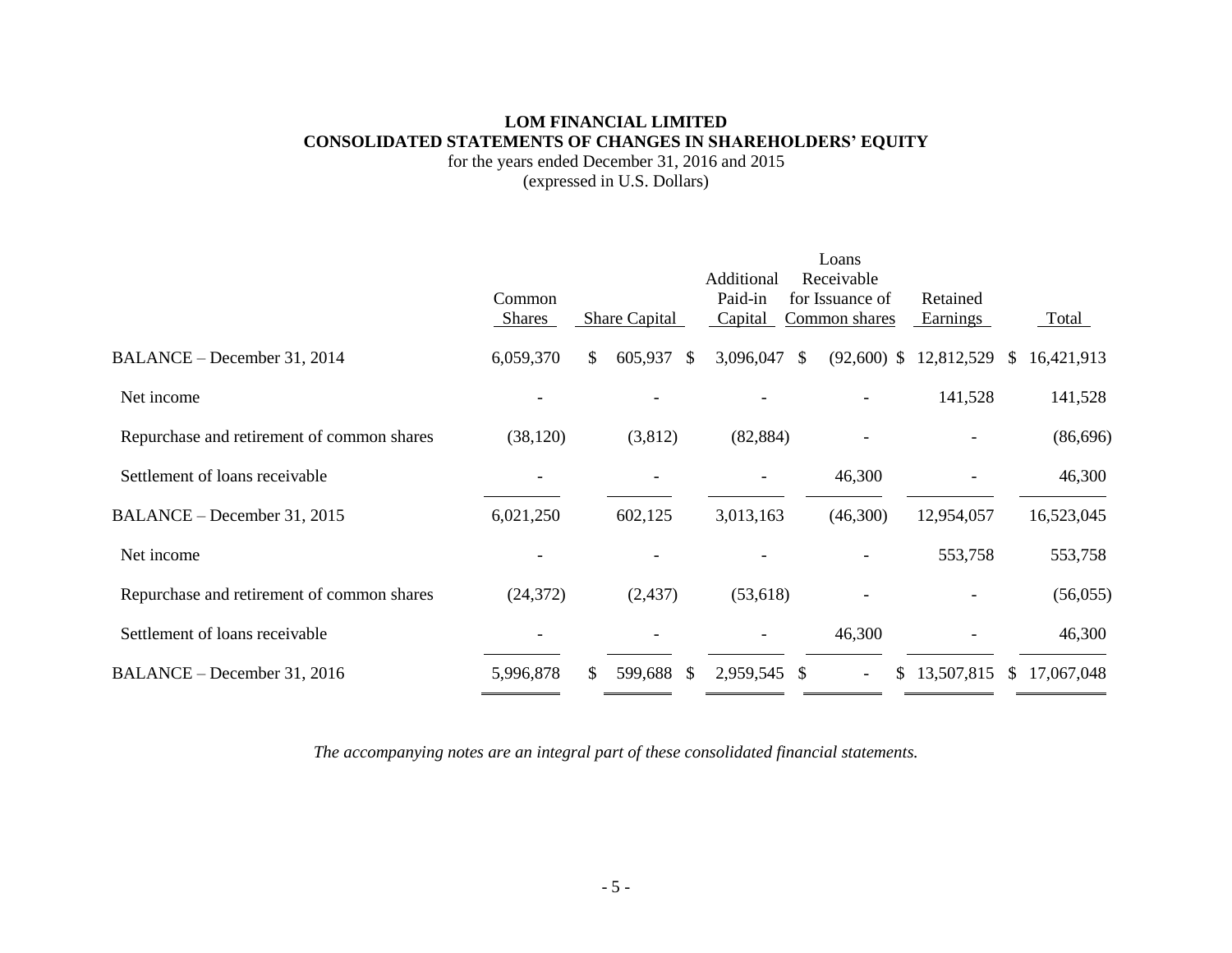**LOM FINANCIAL LIMITED**
**CONSOLIDATED STATEMENTS OF CHANGES IN SHAREHOLDERS' EQUITY**
for the years ended December 31, 2016 and 2015
(expressed in U.S. Dollars)

| | Common Shares | Share Capital | Additional Paid-in Capital | Loans Receivable for Issuance of Common shares | Retained Earnings | Total |
|---|---|---|---|---|---|---|
| BALANCE – December 31, 2014 | 6,059,370 | $ 605,937 | $ 3,096,047 | $ (92,600) | $ 12,812,529 | $ 16,421,913 |
| Net income | - | - | - | - | 141,528 | 141,528 |
| Repurchase and retirement of common shares | (38,120) | (3,812) | (82,884) | - | - | (86,696) |
| Settlement of loans receivable | - | - | - | 46,300 | - | 46,300 |
| BALANCE – December 31, 2015 | 6,021,250 | 602,125 | 3,013,163 | (46,300) | 12,954,057 | 16,523,045 |
| Net income | - | - | - | - | 553,758 | 553,758 |
| Repurchase and retirement of common shares | (24,372) | (2,437) | (53,618) | - | - | (56,055) |
| Settlement of loans receivable | - | - | - | 46,300 | - | 46,300 |
| BALANCE – December 31, 2016 | 5,996,878 | $ 599,688 | $ 2,959,545 | $ - | $ 13,507,815 | $ 17,067,048 |

*The accompanying notes are an integral part of these consolidated financial statements.*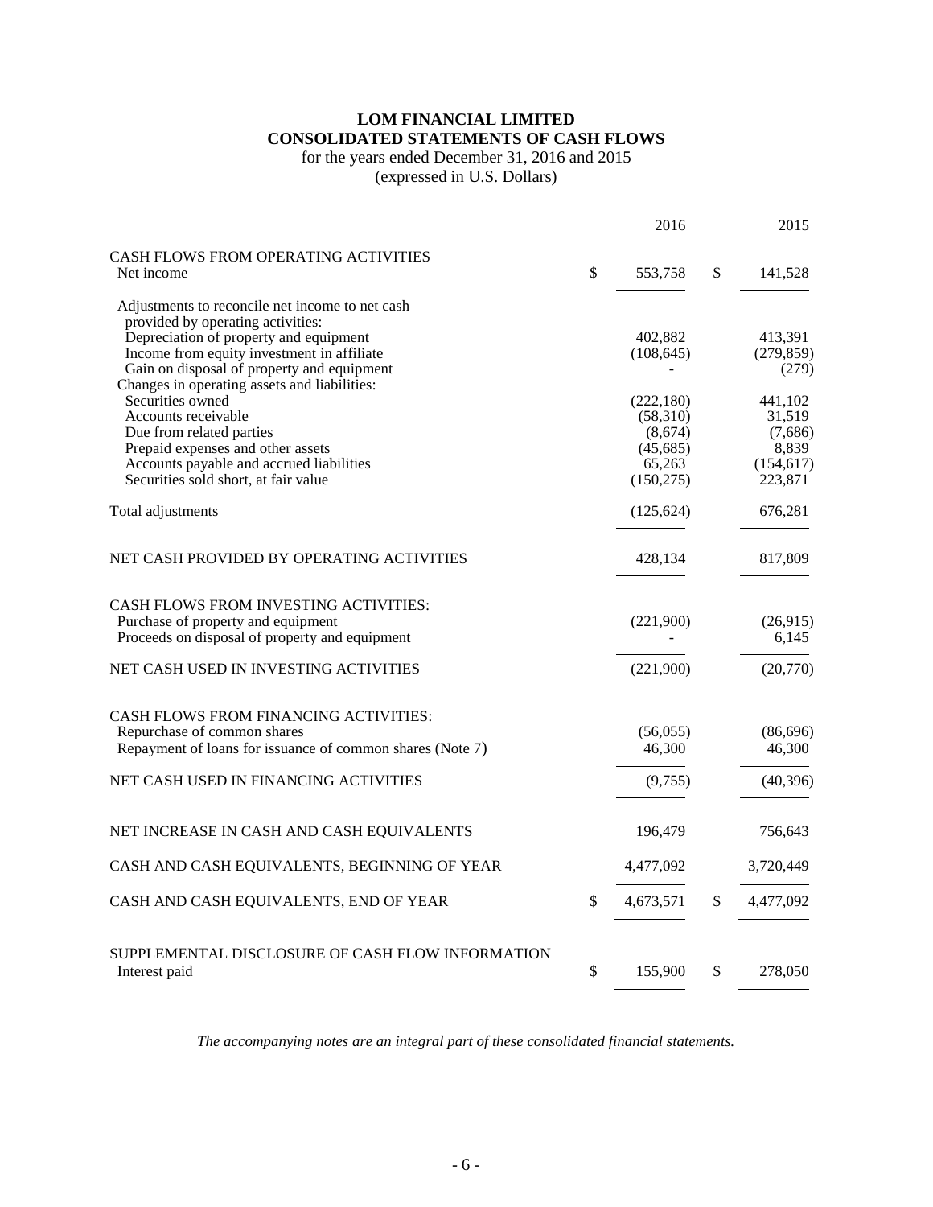# LOM FINANCIAL LIMITED
## CONSOLIDATED STATEMENTS OF CASH FLOWS
for the years ended December 31, 2016 and 2015
(expressed in U.S. Dollars)

| | 2016 | 2015 |
|---|---|---|
| CASH FLOWS FROM OPERATING ACTIVITIES | | |
| Net income | $ 553,758 | $ 141,528 |
| Adjustments to reconcile net income to net cash provided by operating activities: | | |
| Depreciation of property and equipment | 402,882 | 413,391 |
| Income from equity investment in affiliate | (108,645) | (279,859) |
| Gain on disposal of property and equipment | - | (279) |
| Changes in operating assets and liabilities: | | |
| Securities owned | (222,180) | 441,102 |
| Accounts receivable | (58,310) | 31,519 |
| Due from related parties | (8,674) | (7,686) |
| Prepaid expenses and other assets | (45,685) | 8,839 |
| Accounts payable and accrued liabilities | 65,263 | (154,617) |
| Securities sold short, at fair value | (150,275) | 223,871 |
| Total adjustments | (125,624) | 676,281 |
| NET CASH PROVIDED BY OPERATING ACTIVITIES | 428,134 | 817,809 |
| CASH FLOWS FROM INVESTING ACTIVITIES: | | |
| Purchase of property and equipment | (221,900) | (26,915) |
| Proceeds on disposal of property and equipment | - | 6,145 |
| NET CASH USED IN INVESTING ACTIVITIES | (221,900) | (20,770) |
| CASH FLOWS FROM FINANCING ACTIVITIES: | | |
| Repurchase of common shares | (56,055) | (86,696) |
| Repayment of loans for issuance of common shares (Note 7) | 46,300 | 46,300 |
| NET CASH USED IN FINANCING ACTIVITIES | (9,755) | (40,396) |
| NET INCREASE IN CASH AND CASH EQUIVALENTS | 196,479 | 756,643 |
| CASH AND CASH EQUIVALENTS, BEGINNING OF YEAR | 4,477,092 | 3,720,449 |
| CASH AND CASH EQUIVALENTS, END OF YEAR | $ 4,673,571 | $ 4,477,092 |
| SUPPLEMENTAL DISCLOSURE OF CASH FLOW INFORMATION | | |
| Interest paid | $ 155,900 | $ 278,050 |

*The accompanying notes are an integral part of these consolidated financial statements.*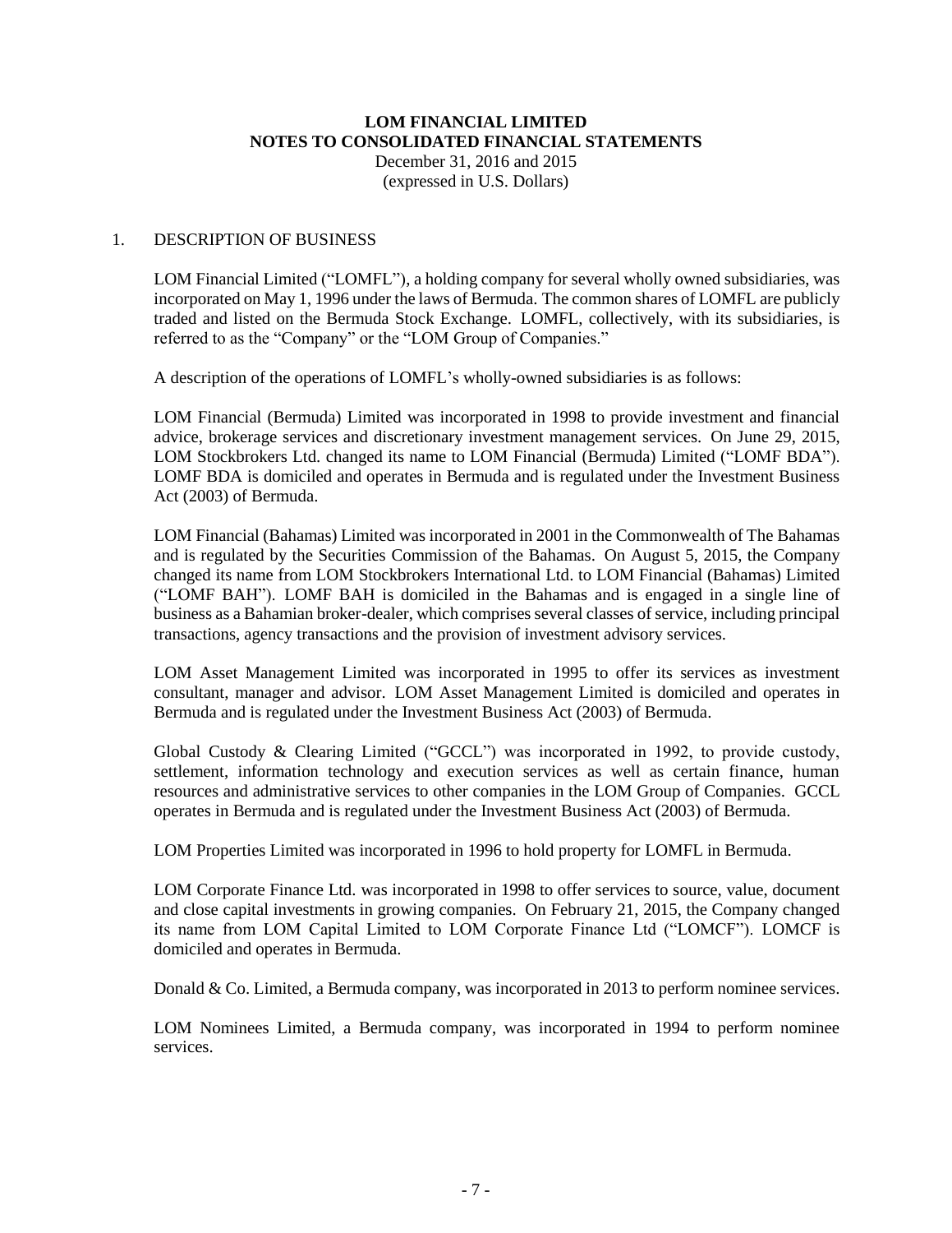# LOM FINANCIAL LIMITED
# NOTES TO CONSOLIDATED FINANCIAL STATEMENTS

December 31, 2016 and 2015
(expressed in U.S. Dollars)

## 1. DESCRIPTION OF BUSINESS

LOM Financial Limited ("LOMFL"), a holding company for several wholly owned subsidiaries, was incorporated on May 1, 1996 under the laws of Bermuda. The common shares of LOMFL are publicly traded and listed on the Bermuda Stock Exchange. LOMFL, collectively, with its subsidiaries, is referred to as the "Company" or the "LOM Group of Companies."

A description of the operations of LOMFL's wholly-owned subsidiaries is as follows:

LOM Financial (Bermuda) Limited was incorporated in 1998 to provide investment and financial advice, brokerage services and discretionary investment management services. On June 29, 2015, LOM Stockbrokers Ltd. changed its name to LOM Financial (Bermuda) Limited ("LOMF BDA"). LOMF BDA is domiciled and operates in Bermuda and is regulated under the Investment Business Act (2003) of Bermuda.

LOM Financial (Bahamas) Limited was incorporated in 2001 in the Commonwealth of The Bahamas and is regulated by the Securities Commission of the Bahamas. On August 5, 2015, the Company changed its name from LOM Stockbrokers International Ltd. to LOM Financial (Bahamas) Limited ("LOMF BAH"). LOMF BAH is domiciled in the Bahamas and is engaged in a single line of business as a Bahamian broker-dealer, which comprises several classes of service, including principal transactions, agency transactions and the provision of investment advisory services.

LOM Asset Management Limited was incorporated in 1995 to offer its services as investment consultant, manager and advisor. LOM Asset Management Limited is domiciled and operates in Bermuda and is regulated under the Investment Business Act (2003) of Bermuda.

Global Custody & Clearing Limited ("GCCL") was incorporated in 1992, to provide custody, settlement, information technology and execution services as well as certain finance, human resources and administrative services to other companies in the LOM Group of Companies. GCCL operates in Bermuda and is regulated under the Investment Business Act (2003) of Bermuda.

LOM Properties Limited was incorporated in 1996 to hold property for LOMFL in Bermuda.

LOM Corporate Finance Ltd. was incorporated in 1998 to offer services to source, value, document and close capital investments in growing companies. On February 21, 2015, the Company changed its name from LOM Capital Limited to LOM Corporate Finance Ltd ("LOMCF"). LOMCF is domiciled and operates in Bermuda.

Donald & Co. Limited, a Bermuda company, was incorporated in 2013 to perform nominee services.

LOM Nominees Limited, a Bermuda company, was incorporated in 1994 to perform nominee services.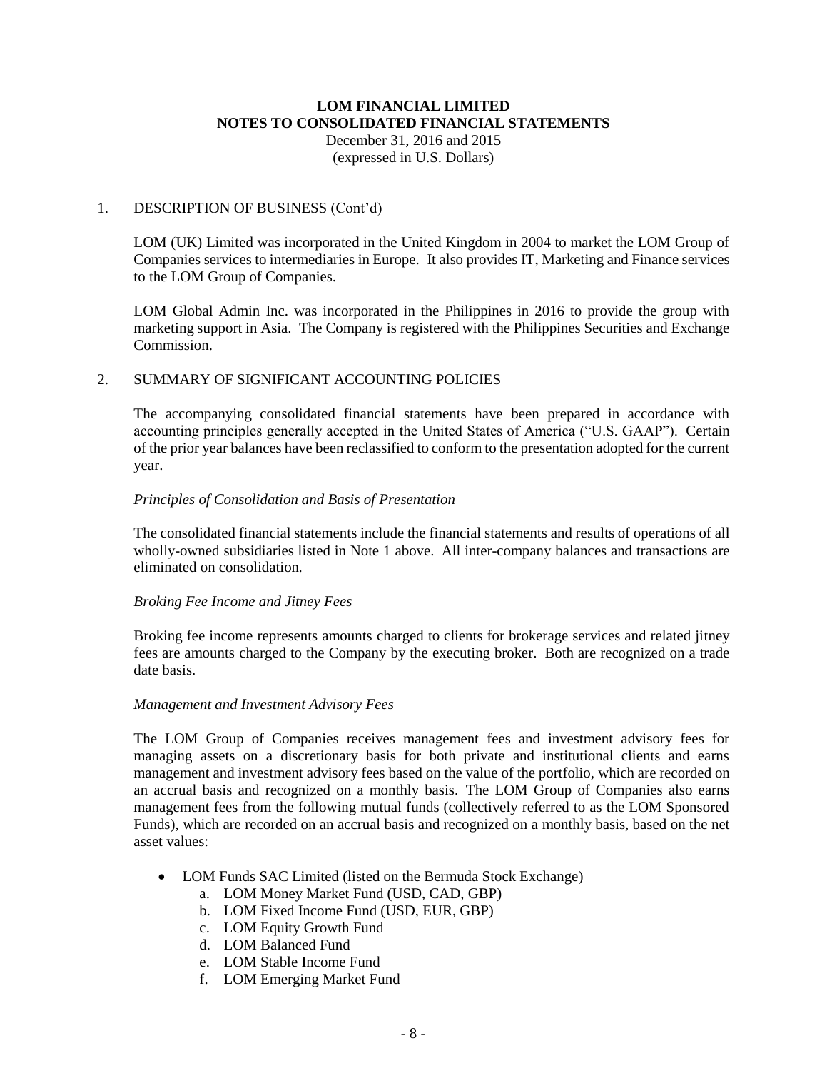**LOM FINANCIAL LIMITED**
**NOTES TO CONSOLIDATED FINANCIAL STATEMENTS**
December 31, 2016 and 2015
(expressed in U.S. Dollars)

1. DESCRIPTION OF BUSINESS (Cont'd)

LOM (UK) Limited was incorporated in the United Kingdom in 2004 to market the LOM Group of Companies services to intermediaries in Europe. It also provides IT, Marketing and Finance services to the LOM Group of Companies.

LOM Global Admin Inc. was incorporated in the Philippines in 2016 to provide the group with marketing support in Asia. The Company is registered with the Philippines Securities and Exchange Commission.

2. SUMMARY OF SIGNIFICANT ACCOUNTING POLICIES

The accompanying consolidated financial statements have been prepared in accordance with accounting principles generally accepted in the United States of America ("U.S. GAAP"). Certain of the prior year balances have been reclassified to conform to the presentation adopted for the current year.

*Principles of Consolidation and Basis of Presentation*

The consolidated financial statements include the financial statements and results of operations of all wholly-owned subsidiaries listed in Note 1 above. All inter-company balances and transactions are eliminated on consolidation.

*Broking Fee Income and Jitney Fees*

Broking fee income represents amounts charged to clients for brokerage services and related jitney fees are amounts charged to the Company by the executing broker. Both are recognized on a trade date basis.

*Management and Investment Advisory Fees*

The LOM Group of Companies receives management fees and investment advisory fees for managing assets on a discretionary basis for both private and institutional clients and earns management and investment advisory fees based on the value of the portfolio, which are recorded on an accrual basis and recognized on a monthly basis. The LOM Group of Companies also earns management fees from the following mutual funds (collectively referred to as the LOM Sponsored Funds), which are recorded on an accrual basis and recognized on a monthly basis, based on the net asset values:

- LOM Funds SAC Limited (listed on the Bermuda Stock Exchange)
  a. LOM Money Market Fund (USD, CAD, GBP)
  b. LOM Fixed Income Fund (USD, EUR, GBP)
  c. LOM Equity Growth Fund
  d. LOM Balanced Fund
  e. LOM Stable Income Fund
  f. LOM Emerging Market Fund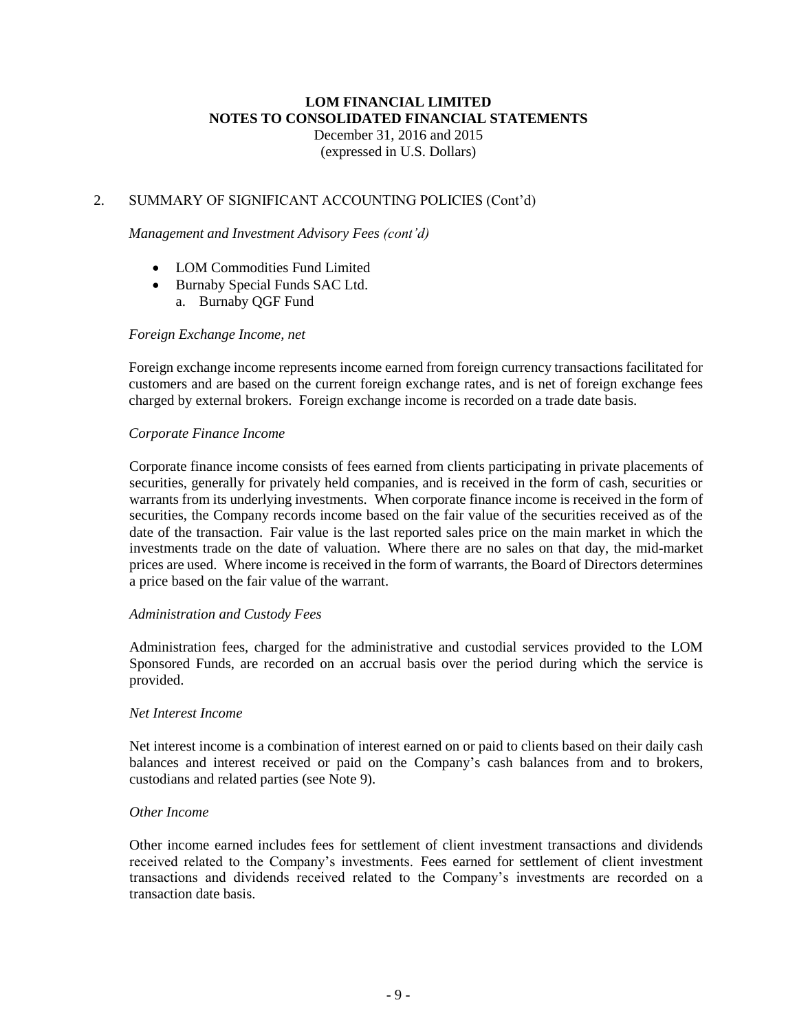## 2. SUMMARY OF SIGNIFICANT ACCOUNTING POLICIES (Cont'd)

*Management and Investment Advisory Fees (cont'd)*

- LOM Commodities Fund Limited
- Burnaby Special Funds SAC Ltd.
    a. Burnaby QGF Fund

*Foreign Exchange Income, net*

Foreign exchange income represents income earned from foreign currency transactions facilitated for customers and are based on the current foreign exchange rates, and is net of foreign exchange fees charged by external brokers. Foreign exchange income is recorded on a trade date basis.

*Corporate Finance Income*

Corporate finance income consists of fees earned from clients participating in private placements of securities, generally for privately held companies, and is received in the form of cash, securities or warrants from its underlying investments. When corporate finance income is received in the form of securities, the Company records income based on the fair value of the securities received as of the date of the transaction. Fair value is the last reported sales price on the main market in which the investments trade on the date of valuation. Where there are no sales on that day, the mid-market prices are used. Where income is received in the form of warrants, the Board of Directors determines a price based on the fair value of the warrant.

*Administration and Custody Fees*

Administration fees, charged for the administrative and custodial services provided to the LOM Sponsored Funds, are recorded on an accrual basis over the period during which the service is provided.

*Net Interest Income*

Net interest income is a combination of interest earned on or paid to clients based on their daily cash balances and interest received or paid on the Company's cash balances from and to brokers, custodians and related parties (see Note 9).

*Other Income*

Other income earned includes fees for settlement of client investment transactions and dividends received related to the Company's investments. Fees earned for settlement of client investment transactions and dividends received related to the Company's investments are recorded on a transaction date basis.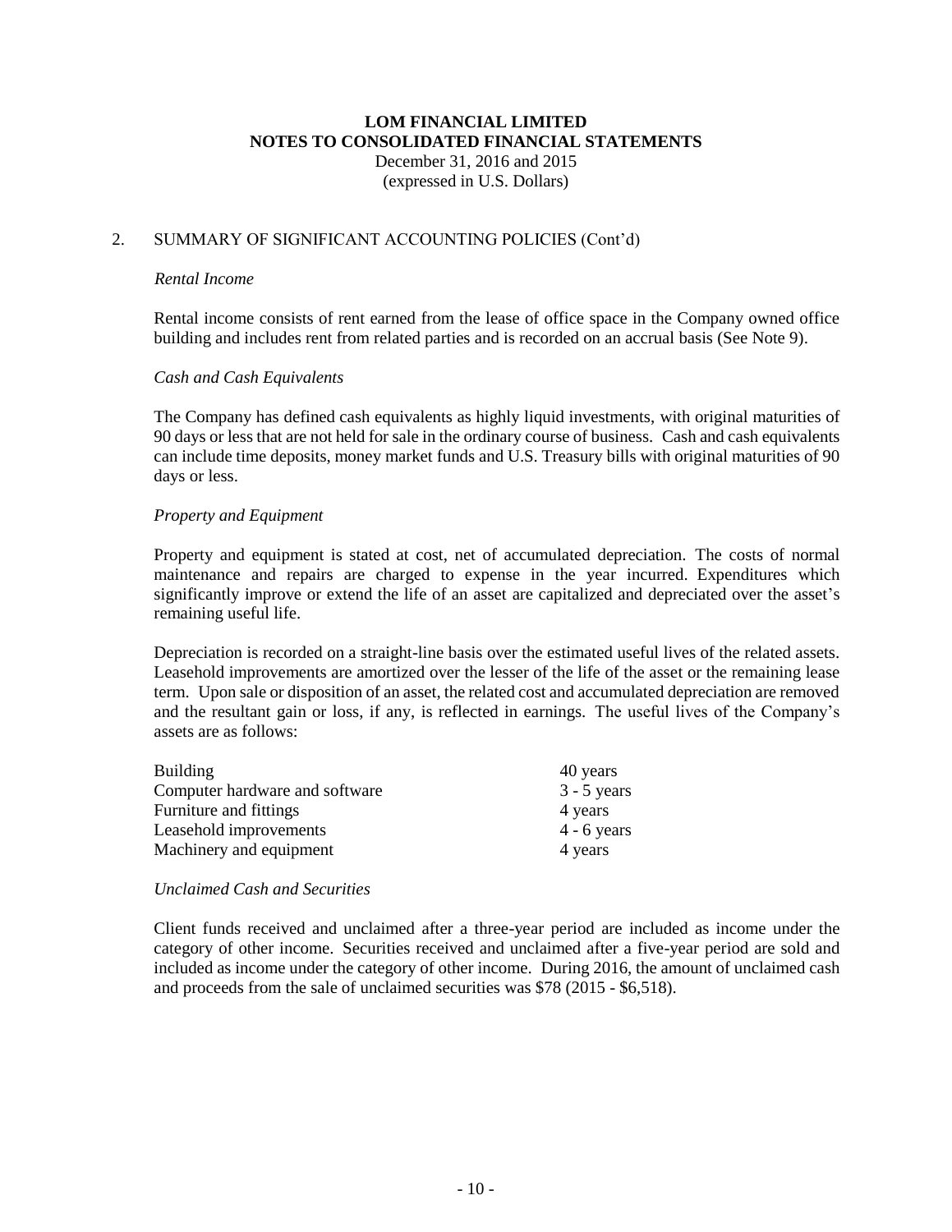# LOM FINANCIAL LIMITED
## NOTES TO CONSOLIDATED FINANCIAL STATEMENTS
December 31, 2016 and 2015
(expressed in U.S. Dollars)

## 2. SUMMARY OF SIGNIFICANT ACCOUNTING POLICIES (Cont'd)

*Rental Income*

Rental income consists of rent earned from the lease of office space in the Company owned office building and includes rent from related parties and is recorded on an accrual basis (See Note 9).

*Cash and Cash Equivalents*

The Company has defined cash equivalents as highly liquid investments, with original maturities of 90 days or less that are not held for sale in the ordinary course of business. Cash and cash equivalents can include time deposits, money market funds and U.S. Treasury bills with original maturities of 90 days or less.

*Property and Equipment*

Property and equipment is stated at cost, net of accumulated depreciation. The costs of normal maintenance and repairs are charged to expense in the year incurred. Expenditures which significantly improve or extend the life of an asset are capitalized and depreciated over the asset's remaining useful life.

Depreciation is recorded on a straight-line basis over the estimated useful lives of the related assets. Leasehold improvements are amortized over the lesser of the life of the asset or the remaining lease term. Upon sale or disposition of an asset, the related cost and accumulated depreciation are removed and the resultant gain or loss, if any, is reflected in earnings. The useful lives of the Company's assets are as follows:

| | |
|---|---|
| Building | 40 years |
| Computer hardware and software | 3 - 5 years |
| Furniture and fittings | 4 years |
| Leasehold improvements | 4 - 6 years |
| Machinery and equipment | 4 years |

*Unclaimed Cash and Securities*

Client funds received and unclaimed after a three-year period are included as income under the category of other income. Securities received and unclaimed after a five-year period are sold and included as income under the category of other income. During 2016, the amount of unclaimed cash and proceeds from the sale of unclaimed securities was $78 (2015 - $6,518).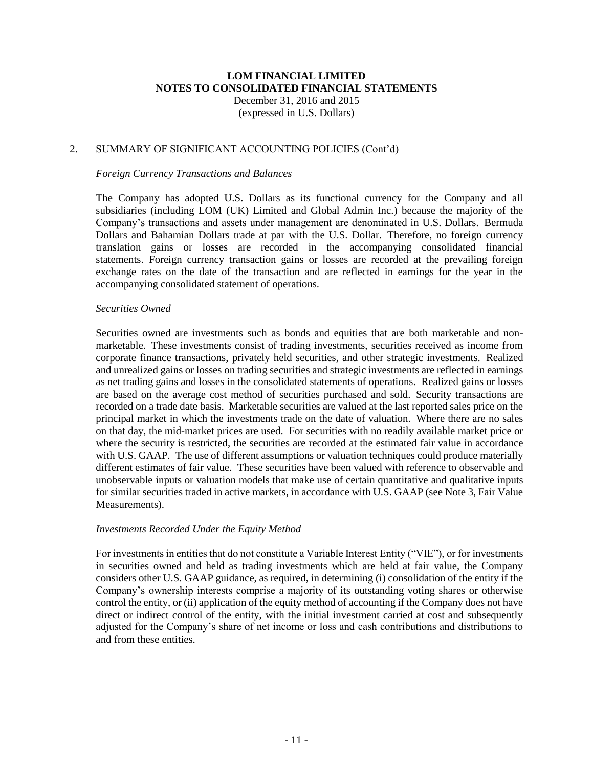## 2. SUMMARY OF SIGNIFICANT ACCOUNTING POLICIES (Cont'd)

*Foreign Currency Transactions and Balances*

The Company has adopted U.S. Dollars as its functional currency for the Company and all subsidiaries (including LOM (UK) Limited and Global Admin Inc.) because the majority of the Company's transactions and assets under management are denominated in U.S. Dollars. Bermuda Dollars and Bahamian Dollars trade at par with the U.S. Dollar. Therefore, no foreign currency translation gains or losses are recorded in the accompanying consolidated financial statements. Foreign currency transaction gains or losses are recorded at the prevailing foreign exchange rates on the date of the transaction and are reflected in earnings for the year in the accompanying consolidated statement of operations.

*Securities Owned*

Securities owned are investments such as bonds and equities that are both marketable and non-marketable. These investments consist of trading investments, securities received as income from corporate finance transactions, privately held securities, and other strategic investments. Realized and unrealized gains or losses on trading securities and strategic investments are reflected in earnings as net trading gains and losses in the consolidated statements of operations. Realized gains or losses are based on the average cost method of securities purchased and sold. Security transactions are recorded on a trade date basis. Marketable securities are valued at the last reported sales price on the principal market in which the investments trade on the date of valuation. Where there are no sales on that day, the mid-market prices are used. For securities with no readily available market price or where the security is restricted, the securities are recorded at the estimated fair value in accordance with U.S. GAAP. The use of different assumptions or valuation techniques could produce materially different estimates of fair value. These securities have been valued with reference to observable and unobservable inputs or valuation models that make use of certain quantitative and qualitative inputs for similar securities traded in active markets, in accordance with U.S. GAAP (see Note 3, Fair Value Measurements).

*Investments Recorded Under the Equity Method*

For investments in entities that do not constitute a Variable Interest Entity ("VIE"), or for investments in securities owned and held as trading investments which are held at fair value, the Company considers other U.S. GAAP guidance, as required, in determining (i) consolidation of the entity if the Company's ownership interests comprise a majority of its outstanding voting shares or otherwise control the entity, or (ii) application of the equity method of accounting if the Company does not have direct or indirect control of the entity, with the initial investment carried at cost and subsequently adjusted for the Company's share of net income or loss and cash contributions and distributions to and from these entities.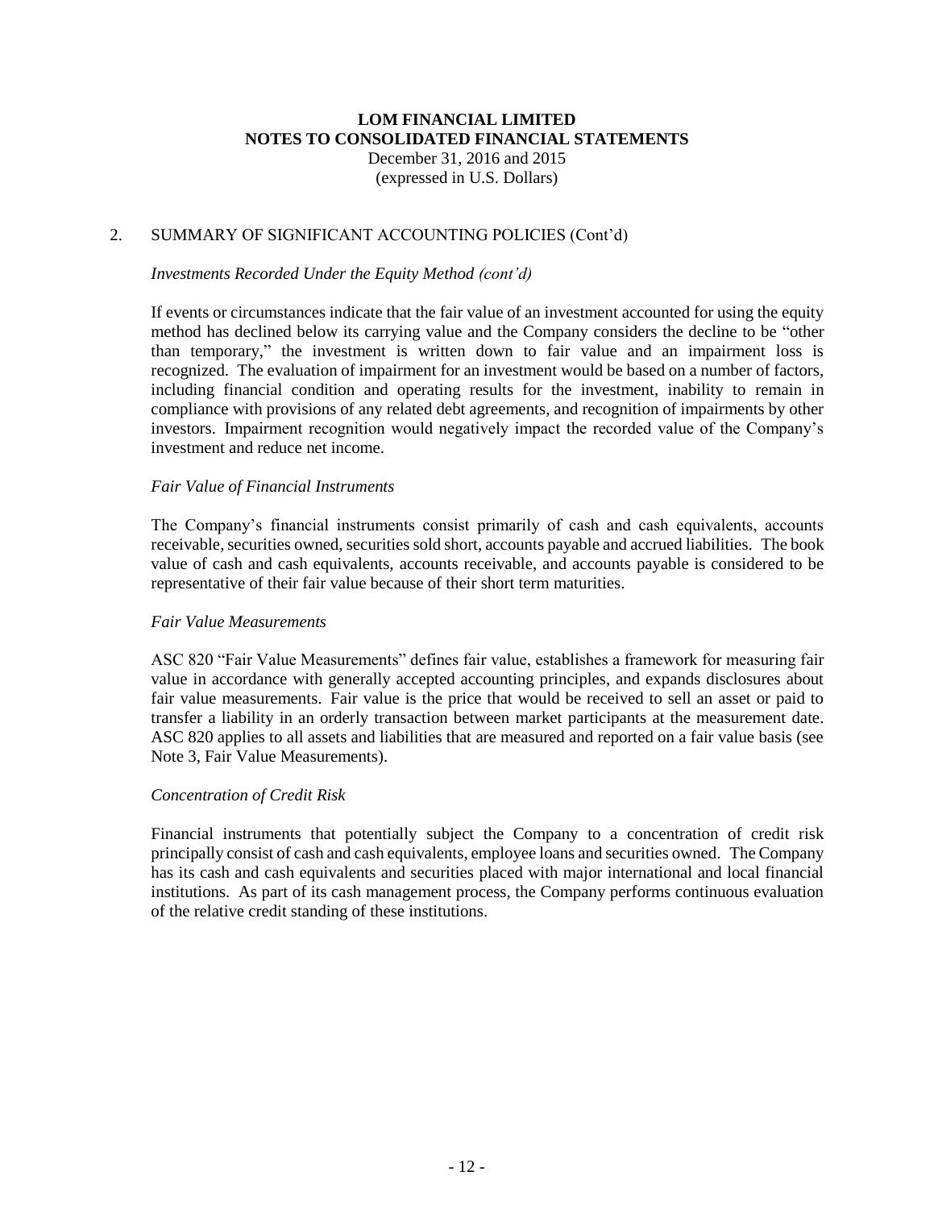**LOM FINANCIAL LIMITED**
**NOTES TO CONSOLIDATED FINANCIAL STATEMENTS**
December 31, 2016 and 2015
(expressed in U.S. Dollars)

## 2. SUMMARY OF SIGNIFICANT ACCOUNTING POLICIES (Cont'd)

*Investments Recorded Under the Equity Method (cont'd)*

If events or circumstances indicate that the fair value of an investment accounted for using the equity method has declined below its carrying value and the Company considers the decline to be "other than temporary," the investment is written down to fair value and an impairment loss is recognized. The evaluation of impairment for an investment would be based on a number of factors, including financial condition and operating results for the investment, inability to remain in compliance with provisions of any related debt agreements, and recognition of impairments by other investors. Impairment recognition would negatively impact the recorded value of the Company's investment and reduce net income.

*Fair Value of Financial Instruments*

The Company's financial instruments consist primarily of cash and cash equivalents, accounts receivable, securities owned, securities sold short, accounts payable and accrued liabilities. The book value of cash and cash equivalents, accounts receivable, and accounts payable is considered to be representative of their fair value because of their short term maturities.

*Fair Value Measurements*

ASC 820 "Fair Value Measurements" defines fair value, establishes a framework for measuring fair value in accordance with generally accepted accounting principles, and expands disclosures about fair value measurements. Fair value is the price that would be received to sell an asset or paid to transfer a liability in an orderly transaction between market participants at the measurement date. ASC 820 applies to all assets and liabilities that are measured and reported on a fair value basis (see Note 3, Fair Value Measurements).

*Concentration of Credit Risk*

Financial instruments that potentially subject the Company to a concentration of credit risk principally consist of cash and cash equivalents, employee loans and securities owned. The Company has its cash and cash equivalents and securities placed with major international and local financial institutions. As part of its cash management process, the Company performs continuous evaluation of the relative credit standing of these institutions.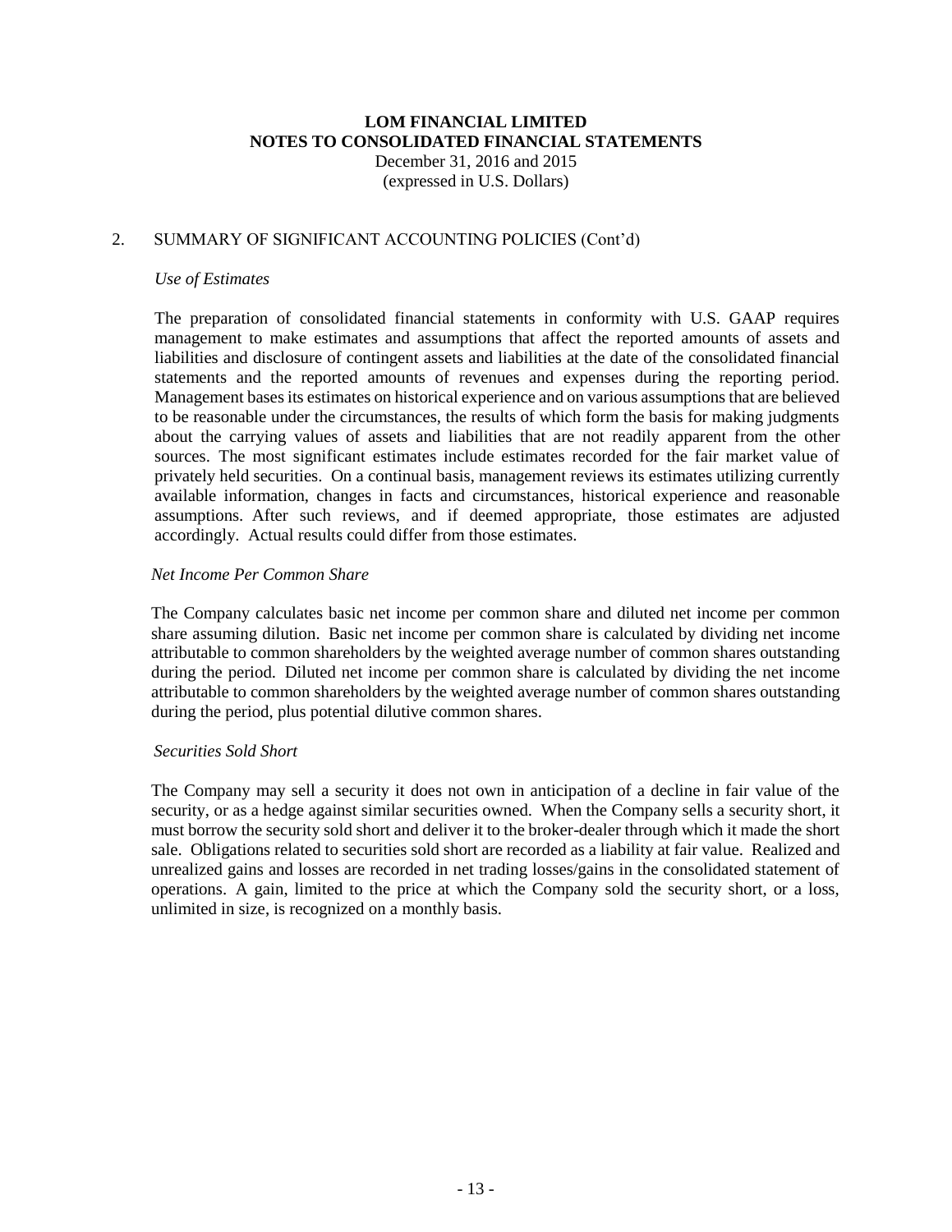## 2. SUMMARY OF SIGNIFICANT ACCOUNTING POLICIES (Cont'd)

*Use of Estimates*

The preparation of consolidated financial statements in conformity with U.S. GAAP requires management to make estimates and assumptions that affect the reported amounts of assets and liabilities and disclosure of contingent assets and liabilities at the date of the consolidated financial statements and the reported amounts of revenues and expenses during the reporting period. Management bases its estimates on historical experience and on various assumptions that are believed to be reasonable under the circumstances, the results of which form the basis for making judgments about the carrying values of assets and liabilities that are not readily apparent from the other sources. The most significant estimates include estimates recorded for the fair market value of privately held securities. On a continual basis, management reviews its estimates utilizing currently available information, changes in facts and circumstances, historical experience and reasonable assumptions. After such reviews, and if deemed appropriate, those estimates are adjusted accordingly. Actual results could differ from those estimates.

*Net Income Per Common Share*

The Company calculates basic net income per common share and diluted net income per common share assuming dilution. Basic net income per common share is calculated by dividing net income attributable to common shareholders by the weighted average number of common shares outstanding during the period. Diluted net income per common share is calculated by dividing the net income attributable to common shareholders by the weighted average number of common shares outstanding during the period, plus potential dilutive common shares.

*Securities Sold Short*

The Company may sell a security it does not own in anticipation of a decline in fair value of the security, or as a hedge against similar securities owned. When the Company sells a security short, it must borrow the security sold short and deliver it to the broker-dealer through which it made the short sale. Obligations related to securities sold short are recorded as a liability at fair value. Realized and unrealized gains and losses are recorded in net trading losses/gains in the consolidated statement of operations. A gain, limited to the price at which the Company sold the security short, or a loss, unlimited in size, is recognized on a monthly basis.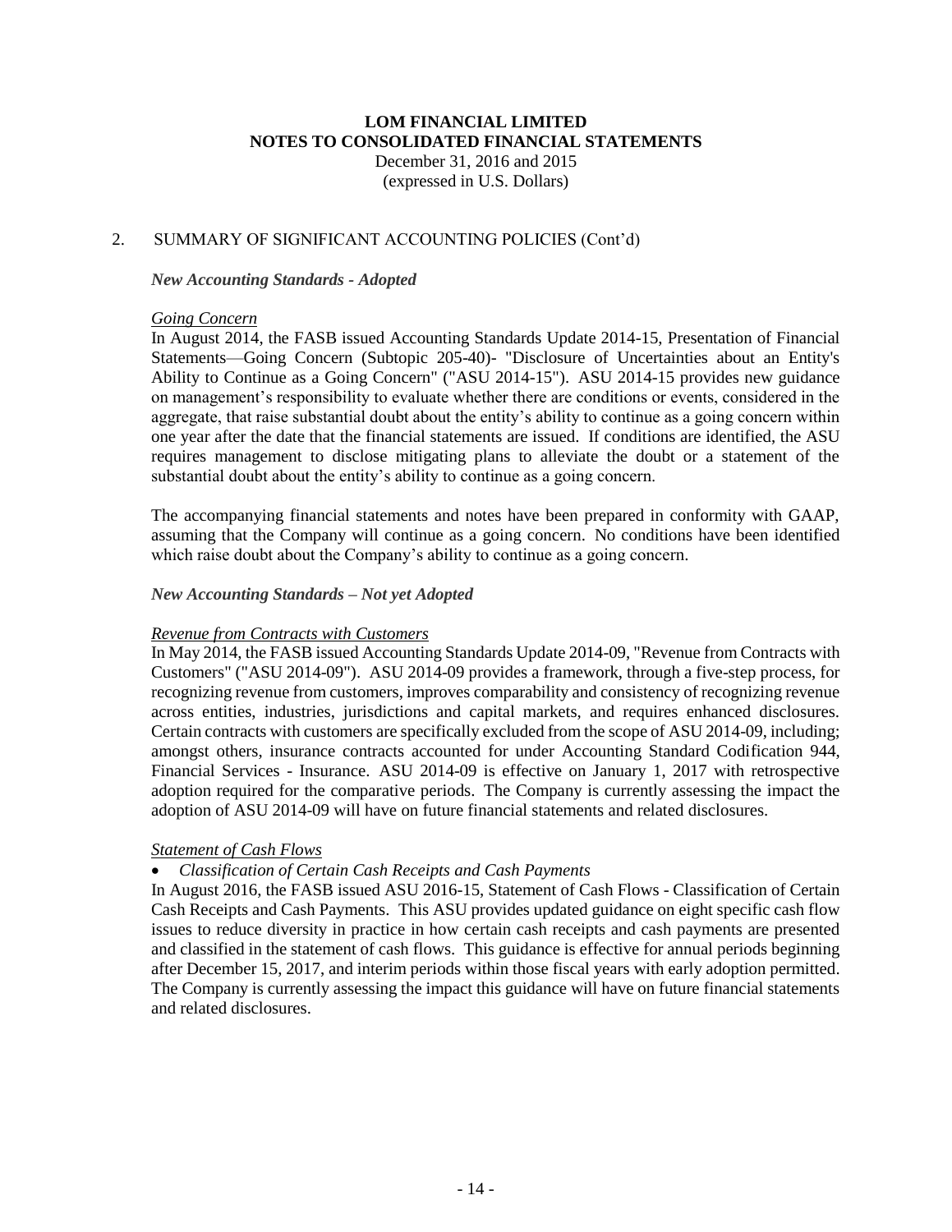**LOM FINANCIAL LIMITED**
**NOTES TO CONSOLIDATED FINANCIAL STATEMENTS**
December 31, 2016 and 2015
(expressed in U.S. Dollars)

2. SUMMARY OF SIGNIFICANT ACCOUNTING POLICIES (Cont'd)

***New Accounting Standards - Adopted***

*Going Concern*

In August 2014, the FASB issued Accounting Standards Update 2014-15, Presentation of Financial Statements—Going Concern (Subtopic 205-40)- "Disclosure of Uncertainties about an Entity's Ability to Continue as a Going Concern" ("ASU 2014-15"). ASU 2014-15 provides new guidance on management's responsibility to evaluate whether there are conditions or events, considered in the aggregate, that raise substantial doubt about the entity's ability to continue as a going concern within one year after the date that the financial statements are issued. If conditions are identified, the ASU requires management to disclose mitigating plans to alleviate the doubt or a statement of the substantial doubt about the entity's ability to continue as a going concern.

The accompanying financial statements and notes have been prepared in conformity with GAAP, assuming that the Company will continue as a going concern. No conditions have been identified which raise doubt about the Company's ability to continue as a going concern.

***New Accounting Standards – Not yet Adopted***

*Revenue from Contracts with Customers*

In May 2014, the FASB issued Accounting Standards Update 2014-09, "Revenue from Contracts with Customers" ("ASU 2014-09"). ASU 2014-09 provides a framework, through a five-step process, for recognizing revenue from customers, improves comparability and consistency of recognizing revenue across entities, industries, jurisdictions and capital markets, and requires enhanced disclosures. Certain contracts with customers are specifically excluded from the scope of ASU 2014-09, including; amongst others, insurance contracts accounted for under Accounting Standard Codification 944, Financial Services - Insurance. ASU 2014-09 is effective on January 1, 2017 with retrospective adoption required for the comparative periods. The Company is currently assessing the impact the adoption of ASU 2014-09 will have on future financial statements and related disclosures.

*Statement of Cash Flows*

- *Classification of Certain Cash Receipts and Cash Payments*

In August 2016, the FASB issued ASU 2016-15, Statement of Cash Flows - Classification of Certain Cash Receipts and Cash Payments. This ASU provides updated guidance on eight specific cash flow issues to reduce diversity in practice in how certain cash receipts and cash payments are presented and classified in the statement of cash flows. This guidance is effective for annual periods beginning after December 15, 2017, and interim periods within those fiscal years with early adoption permitted. The Company is currently assessing the impact this guidance will have on future financial statements and related disclosures.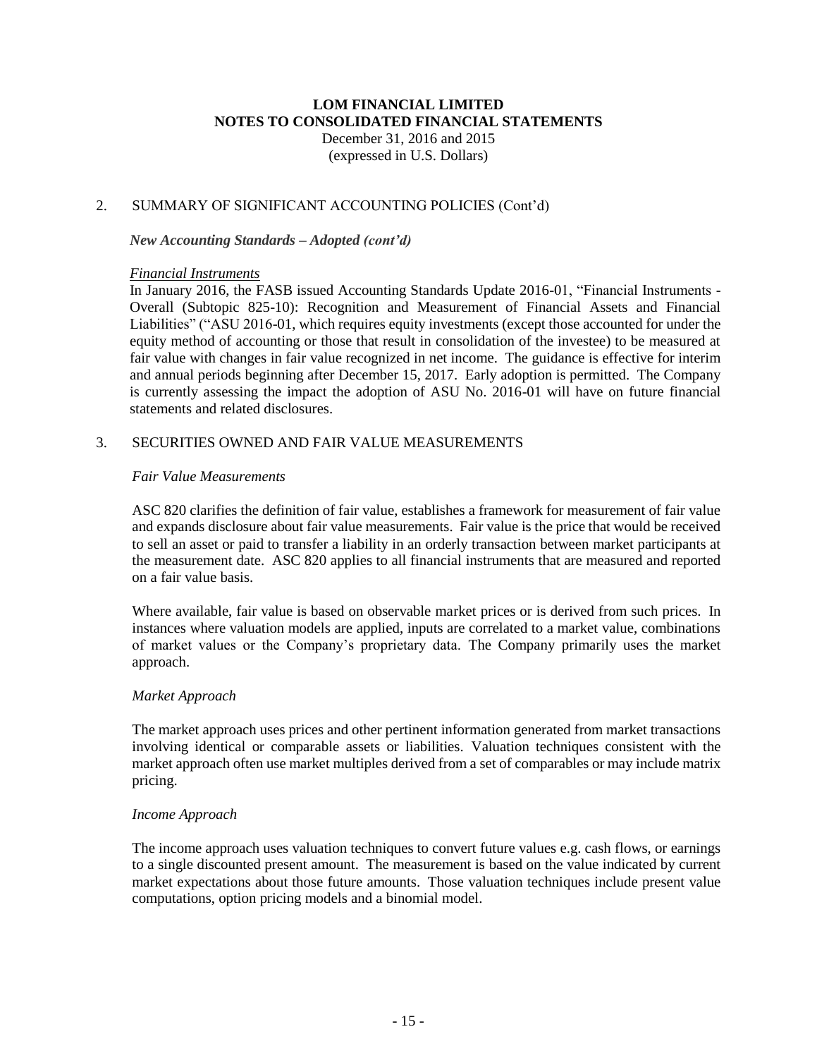## 2. SUMMARY OF SIGNIFICANT ACCOUNTING POLICIES (Cont'd)

***New Accounting Standards – Adopted (cont'd)***

*Financial Instruments*

In January 2016, the FASB issued Accounting Standards Update 2016-01, "Financial Instruments - Overall (Subtopic 825-10): Recognition and Measurement of Financial Assets and Financial Liabilities" ("ASU 2016-01, which requires equity investments (except those accounted for under the equity method of accounting or those that result in consolidation of the investee) to be measured at fair value with changes in fair value recognized in net income. The guidance is effective for interim and annual periods beginning after December 15, 2017. Early adoption is permitted. The Company is currently assessing the impact the adoption of ASU No. 2016-01 will have on future financial statements and related disclosures.

## 3. SECURITIES OWNED AND FAIR VALUE MEASUREMENTS

*Fair Value Measurements*

ASC 820 clarifies the definition of fair value, establishes a framework for measurement of fair value and expands disclosure about fair value measurements. Fair value is the price that would be received to sell an asset or paid to transfer a liability in an orderly transaction between market participants at the measurement date. ASC 820 applies to all financial instruments that are measured and reported on a fair value basis.

Where available, fair value is based on observable market prices or is derived from such prices. In instances where valuation models are applied, inputs are correlated to a market value, combinations of market values or the Company's proprietary data. The Company primarily uses the market approach.

*Market Approach*

The market approach uses prices and other pertinent information generated from market transactions involving identical or comparable assets or liabilities. Valuation techniques consistent with the market approach often use market multiples derived from a set of comparables or may include matrix pricing.

*Income Approach*

The income approach uses valuation techniques to convert future values e.g. cash flows, or earnings to a single discounted present amount. The measurement is based on the value indicated by current market expectations about those future amounts. Those valuation techniques include present value computations, option pricing models and a binomial model.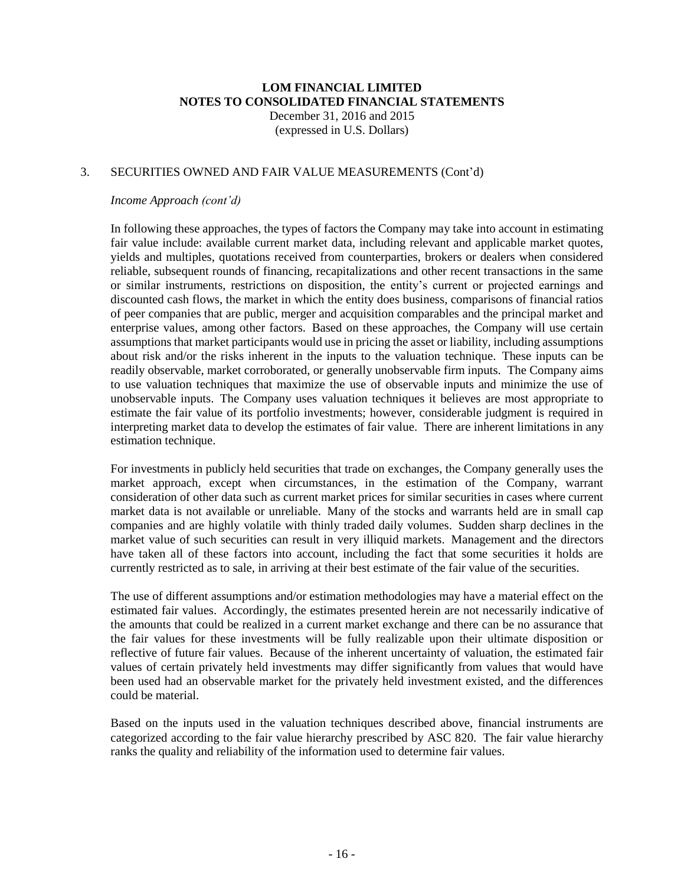## 3. SECURITIES OWNED AND FAIR VALUE MEASUREMENTS (Cont'd)

*Income Approach (cont'd)*

In following these approaches, the types of factors the Company may take into account in estimating fair value include: available current market data, including relevant and applicable market quotes, yields and multiples, quotations received from counterparties, brokers or dealers when considered reliable, subsequent rounds of financing, recapitalizations and other recent transactions in the same or similar instruments, restrictions on disposition, the entity's current or projected earnings and discounted cash flows, the market in which the entity does business, comparisons of financial ratios of peer companies that are public, merger and acquisition comparables and the principal market and enterprise values, among other factors. Based on these approaches, the Company will use certain assumptions that market participants would use in pricing the asset or liability, including assumptions about risk and/or the risks inherent in the inputs to the valuation technique. These inputs can be readily observable, market corroborated, or generally unobservable firm inputs. The Company aims to use valuation techniques that maximize the use of observable inputs and minimize the use of unobservable inputs. The Company uses valuation techniques it believes are most appropriate to estimate the fair value of its portfolio investments; however, considerable judgment is required in interpreting market data to develop the estimates of fair value. There are inherent limitations in any estimation technique.

For investments in publicly held securities that trade on exchanges, the Company generally uses the market approach, except when circumstances, in the estimation of the Company, warrant consideration of other data such as current market prices for similar securities in cases where current market data is not available or unreliable. Many of the stocks and warrants held are in small cap companies and are highly volatile with thinly traded daily volumes. Sudden sharp declines in the market value of such securities can result in very illiquid markets. Management and the directors have taken all of these factors into account, including the fact that some securities it holds are currently restricted as to sale, in arriving at their best estimate of the fair value of the securities.

The use of different assumptions and/or estimation methodologies may have a material effect on the estimated fair values. Accordingly, the estimates presented herein are not necessarily indicative of the amounts that could be realized in a current market exchange and there can be no assurance that the fair values for these investments will be fully realizable upon their ultimate disposition or reflective of future fair values. Because of the inherent uncertainty of valuation, the estimated fair values of certain privately held investments may differ significantly from values that would have been used had an observable market for the privately held investment existed, and the differences could be material.

Based on the inputs used in the valuation techniques described above, financial instruments are categorized according to the fair value hierarchy prescribed by ASC 820. The fair value hierarchy ranks the quality and reliability of the information used to determine fair values.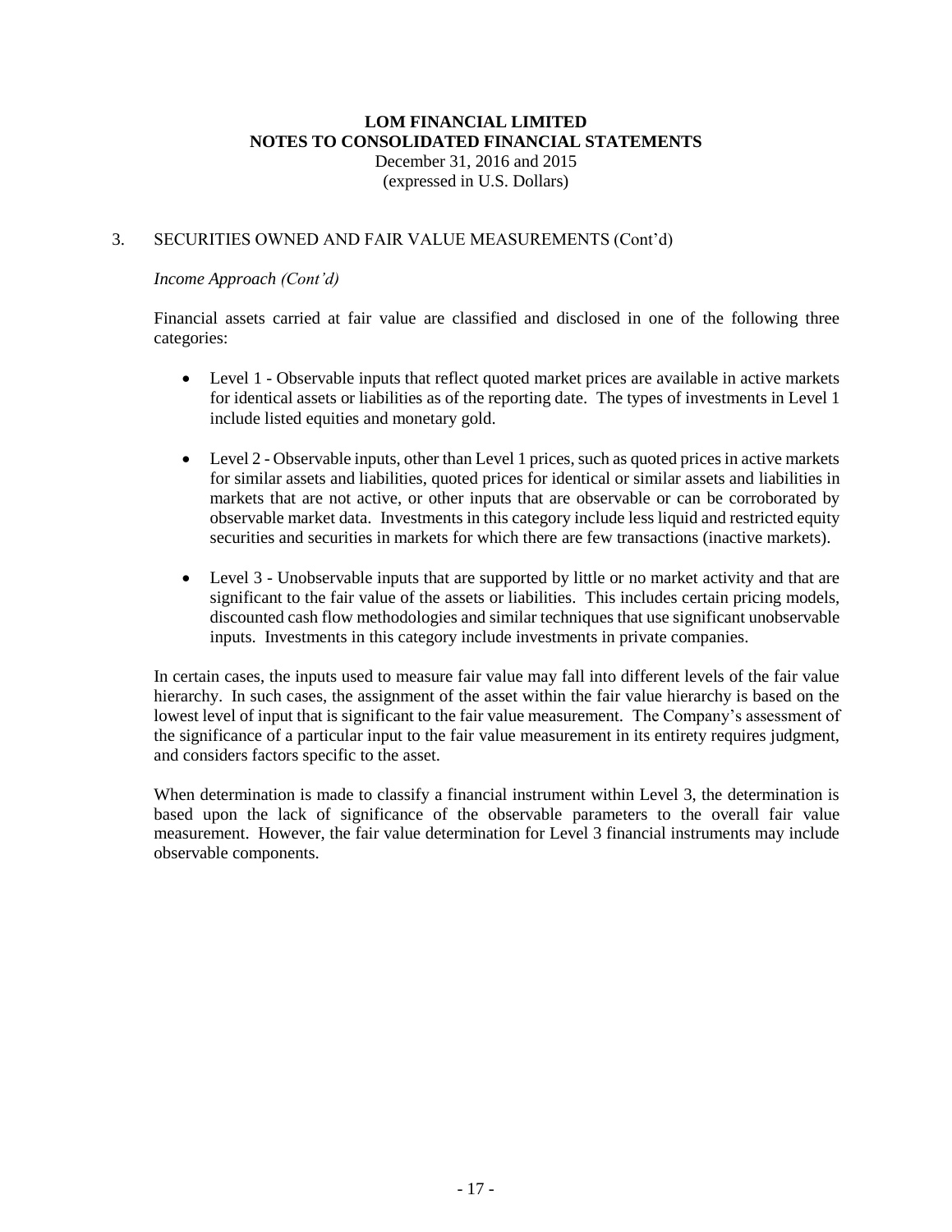## 3. SECURITIES OWNED AND FAIR VALUE MEASUREMENTS (Cont'd)

*Income Approach (Cont'd)*

Financial assets carried at fair value are classified and disclosed in one of the following three categories:

- Level 1 - Observable inputs that reflect quoted market prices are available in active markets for identical assets or liabilities as of the reporting date. The types of investments in Level 1 include listed equities and monetary gold.

- Level 2 - Observable inputs, other than Level 1 prices, such as quoted prices in active markets for similar assets and liabilities, quoted prices for identical or similar assets and liabilities in markets that are not active, or other inputs that are observable or can be corroborated by observable market data. Investments in this category include less liquid and restricted equity securities and securities in markets for which there are few transactions (inactive markets).

- Level 3 - Unobservable inputs that are supported by little or no market activity and that are significant to the fair value of the assets or liabilities. This includes certain pricing models, discounted cash flow methodologies and similar techniques that use significant unobservable inputs. Investments in this category include investments in private companies.

In certain cases, the inputs used to measure fair value may fall into different levels of the fair value hierarchy. In such cases, the assignment of the asset within the fair value hierarchy is based on the lowest level of input that is significant to the fair value measurement. The Company's assessment of the significance of a particular input to the fair value measurement in its entirety requires judgment, and considers factors specific to the asset.

When determination is made to classify a financial instrument within Level 3, the determination is based upon the lack of significance of the observable parameters to the overall fair value measurement. However, the fair value determination for Level 3 financial instruments may include observable components.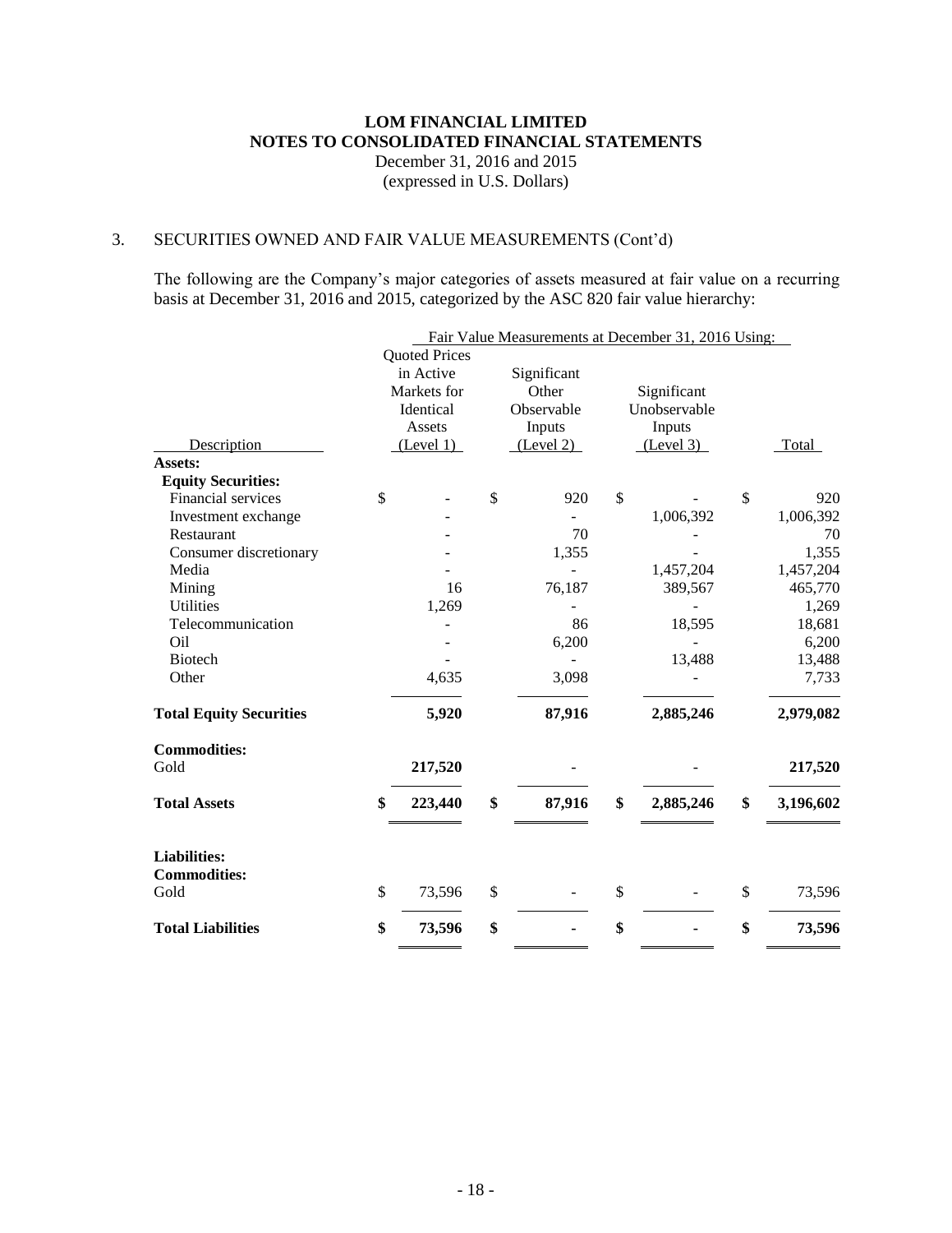# LOM FINANCIAL LIMITED
## NOTES TO CONSOLIDATED FINANCIAL STATEMENTS
December 31, 2016 and 2015
(expressed in U.S. Dollars)

3. SECURITIES OWNED AND FAIR VALUE MEASUREMENTS (Cont'd)

The following are the Company's major categories of assets measured at fair value on a recurring basis at December 31, 2016 and 2015, categorized by the ASC 820 fair value hierarchy:

| | Fair Value Measurements at December 31, 2016 Using: | | | |
|---|---|---|---|---|
| Description | Quoted Prices in Active Markets for Identical Assets (Level 1) | Significant Other Observable Inputs (Level 2) | Significant Unobservable Inputs (Level 3) | Total |
| **Assets:** | | | | |
| **Equity Securities:** | | | | |
| Financial services | $ - | $ 920 | $ - | $ 920 |
| Investment exchange | - | - | 1,006,392 | 1,006,392 |
| Restaurant | - | 70 | - | 70 |
| Consumer discretionary | - | 1,355 | - | 1,355 |
| Media | - | - | 1,457,204 | 1,457,204 |
| Mining | 16 | 76,187 | 389,567 | 465,770 |
| Utilities | 1,269 | - | - | 1,269 |
| Telecommunication | - | 86 | 18,595 | 18,681 |
| Oil | - | 6,200 | - | 6,200 |
| Biotech | - | - | 13,488 | 13,488 |
| Other | 4,635 | 3,098 | - | 7,733 |
| **Total Equity Securities** | **5,920** | **87,916** | **2,885,246** | **2,979,082** |
| **Commodities:** | | | | |
| Gold | **217,520** | - | - | **217,520** |
| **Total Assets** | **$ 223,440** | **$ 87,916** | **$ 2,885,246** | **$ 3,196,602** |
| **Liabilities:** | | | | |
| **Commodities:** | | | | |
| Gold | $ 73,596 | $ - | $ - | $ 73,596 |
| **Total Liabilities** | **$ 73,596** | **$ -** | **$ -** | **$ 73,596** |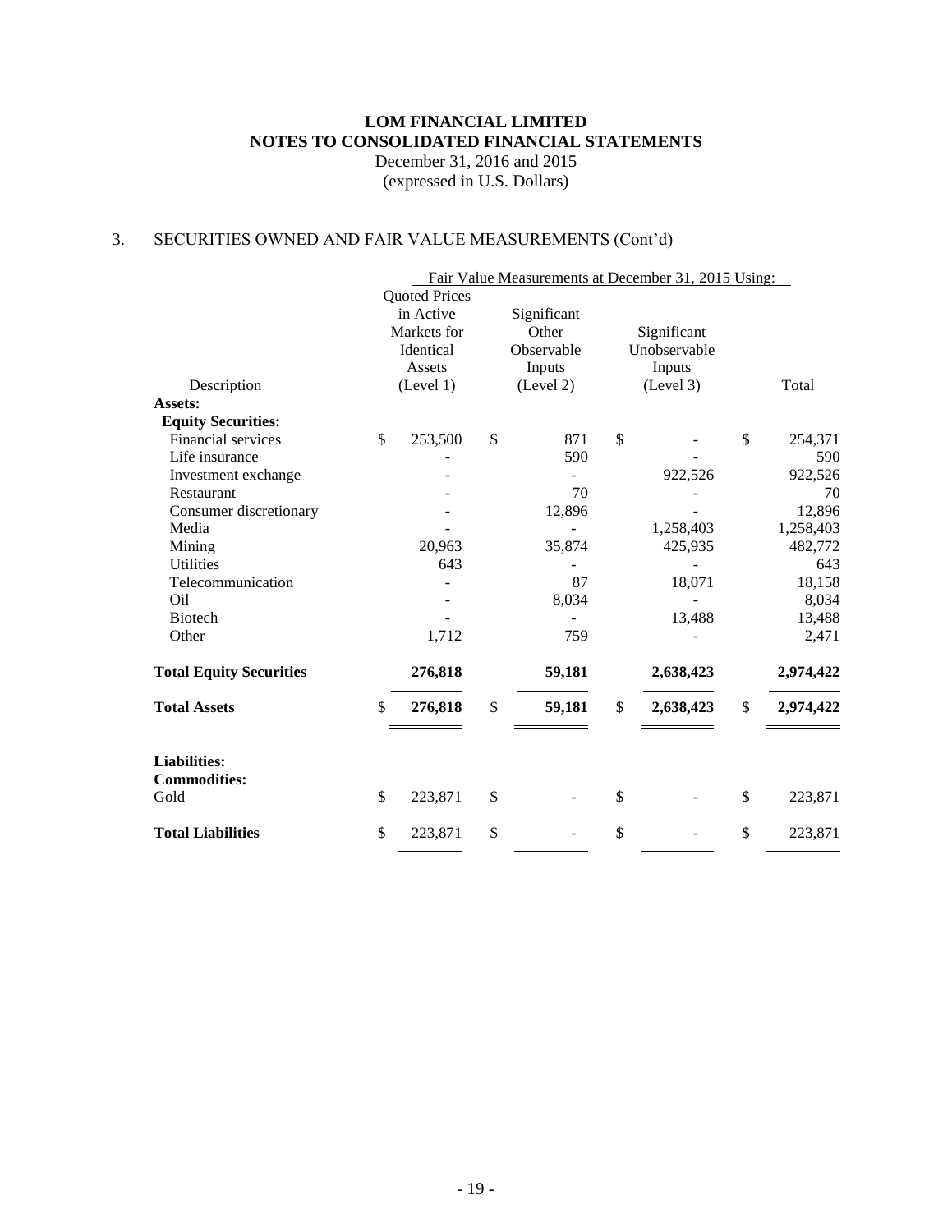# LOM FINANCIAL LIMITED
## NOTES TO CONSOLIDATED FINANCIAL STATEMENTS
December 31, 2016 and 2015
(expressed in U.S. Dollars)

3. SECURITIES OWNED AND FAIR VALUE MEASUREMENTS (Cont'd)

| | Fair Value Measurements at December 31, 2015 Using: | | | |
|---|---|---|---|---|
| Description | Quoted Prices in Active Markets for Identical Assets (Level 1) | Significant Other Observable Inputs (Level 2) | Significant Unobservable Inputs (Level 3) | Total |
| **Assets:** | | | | |
| **Equity Securities:** | | | | |
| Financial services | $ 253,500 | $ 871 | $ - | $ 254,371 |
| Life insurance | - | 590 | - | 590 |
| Investment exchange | - | - | 922,526 | 922,526 |
| Restaurant | - | 70 | - | 70 |
| Consumer discretionary | - | 12,896 | - | 12,896 |
| Media | - | - | 1,258,403 | 1,258,403 |
| Mining | 20,963 | 35,874 | 425,935 | 482,772 |
| Utilities | 643 | - | - | 643 |
| Telecommunication | - | 87 | 18,071 | 18,158 |
| Oil | - | 8,034 | - | 8,034 |
| Biotech | - | - | 13,488 | 13,488 |
| Other | 1,712 | 759 | - | 2,471 |
| **Total Equity Securities** | **276,818** | **59,181** | **2,638,423** | **2,974,422** |
| **Total Assets** | **$ 276,818** | **$ 59,181** | **$ 2,638,423** | **$ 2,974,422** |
| **Liabilities:** | | | | |
| **Commodities:** | | | | |
| Gold | $ 223,871 | $ - | $ - | $ 223,871 |
| **Total Liabilities** | $ 223,871 | $ - | $ - | $ 223,871 |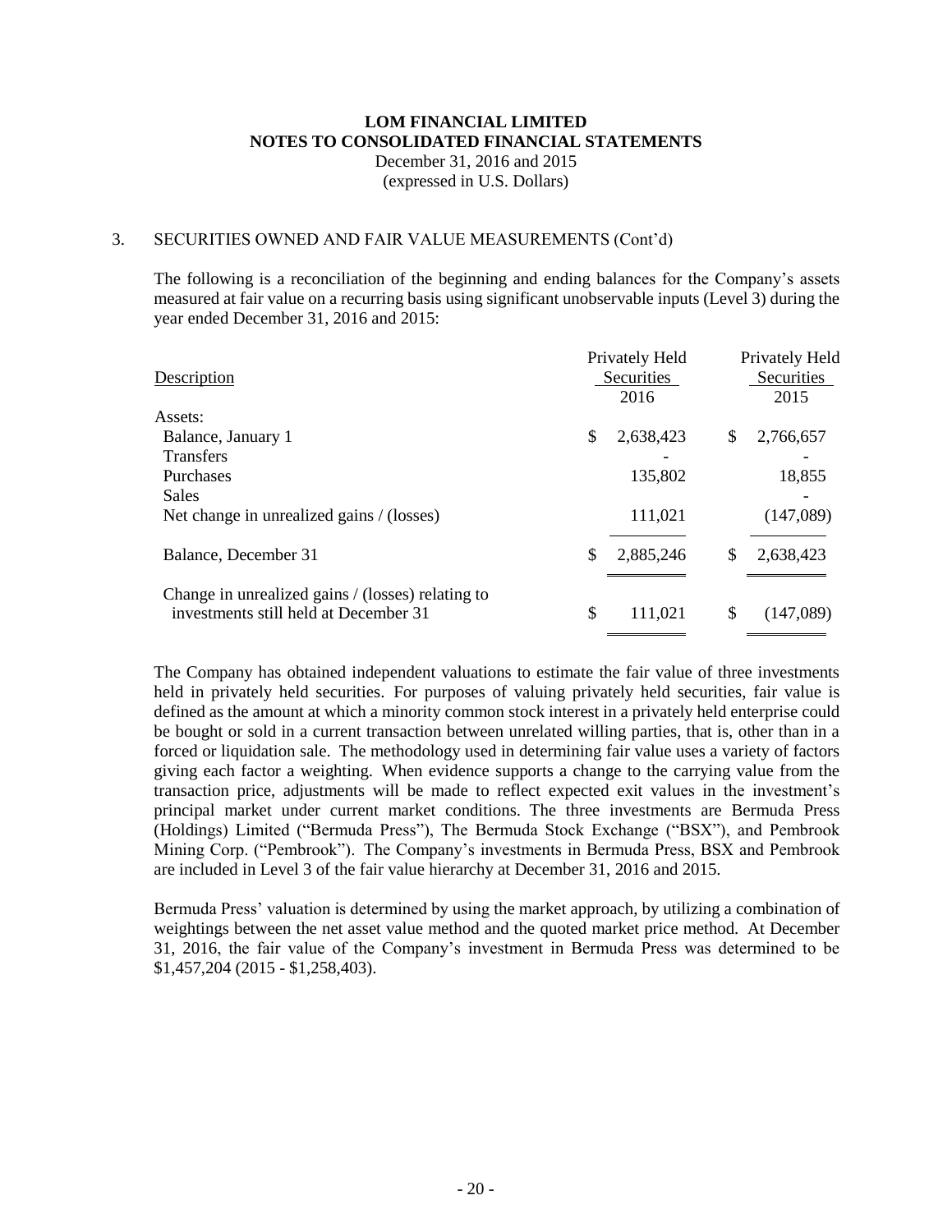## 3. SECURITIES OWNED AND FAIR VALUE MEASUREMENTS (Cont'd)

The following is a reconciliation of the beginning and ending balances for the Company's assets measured at fair value on a recurring basis using significant unobservable inputs (Level 3) during the year ended December 31, 2016 and 2015:

| Description | Privately Held Securities 2016 | Privately Held Securities 2015 |
|---|---|---|
| Assets: | | |
| Balance, January 1 | $ 2,638,423 | $ 2,766,657 |
| Transfers | - | - |
| Purchases | 135,802 | 18,855 |
| Sales | | - |
| Net change in unrealized gains / (losses) | 111,021 | (147,089) |
| Balance, December 31 | $ 2,885,246 | $ 2,638,423 |
| Change in unrealized gains / (losses) relating to investments still held at December 31 | $ 111,021 | $ (147,089) |

The Company has obtained independent valuations to estimate the fair value of three investments held in privately held securities. For purposes of valuing privately held securities, fair value is defined as the amount at which a minority common stock interest in a privately held enterprise could be bought or sold in a current transaction between unrelated willing parties, that is, other than in a forced or liquidation sale. The methodology used in determining fair value uses a variety of factors giving each factor a weighting. When evidence supports a change to the carrying value from the transaction price, adjustments will be made to reflect expected exit values in the investment's principal market under current market conditions. The three investments are Bermuda Press (Holdings) Limited ("Bermuda Press"), The Bermuda Stock Exchange ("BSX"), and Pembrook Mining Corp. ("Pembrook"). The Company's investments in Bermuda Press, BSX and Pembrook are included in Level 3 of the fair value hierarchy at December 31, 2016 and 2015.

Bermuda Press' valuation is determined by using the market approach, by utilizing a combination of weightings between the net asset value method and the quoted market price method. At December 31, 2016, the fair value of the Company's investment in Bermuda Press was determined to be $1,457,204 (2015 - $1,258,403).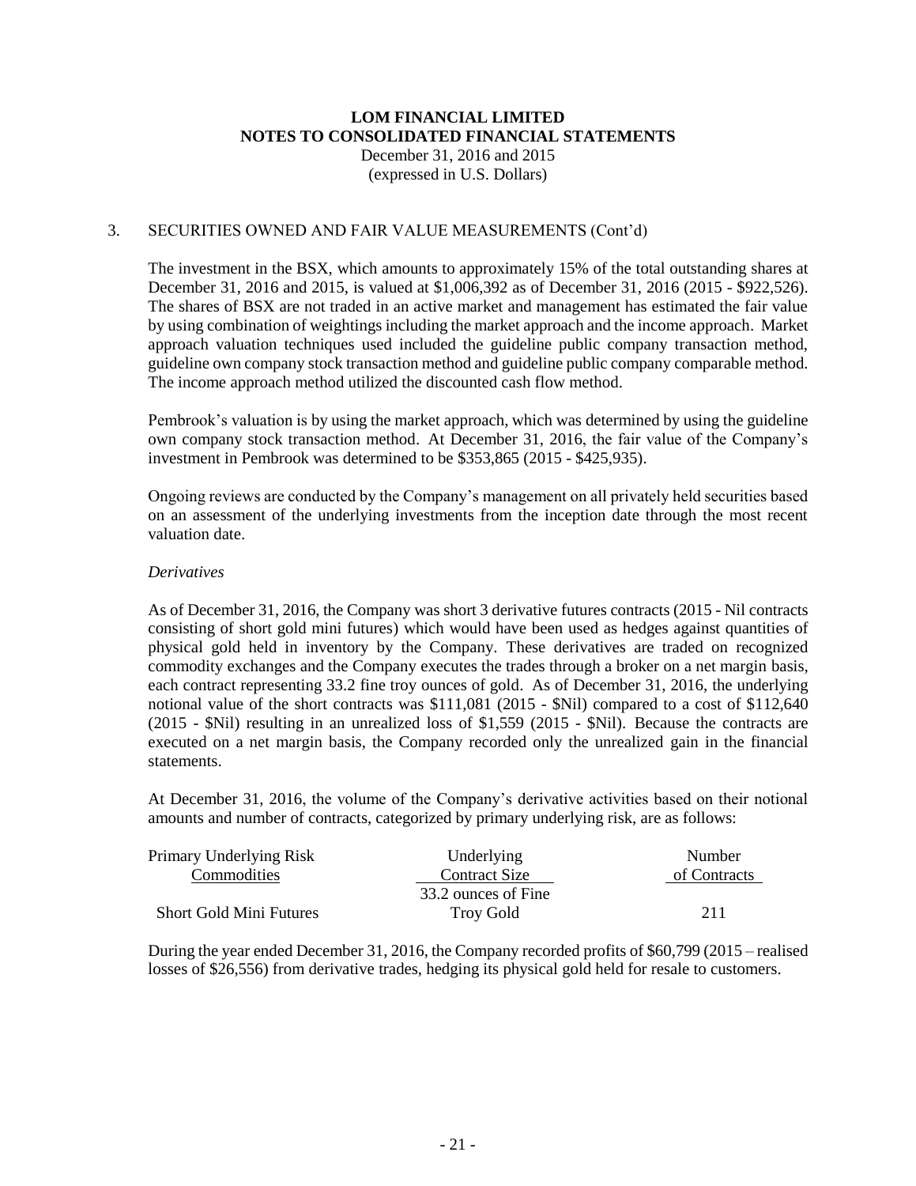# LOM FINANCIAL LIMITED
## NOTES TO CONSOLIDATED FINANCIAL STATEMENTS
December 31, 2016 and 2015
(expressed in U.S. Dollars)

3. SECURITIES OWNED AND FAIR VALUE MEASUREMENTS (Cont'd)

The investment in the BSX, which amounts to approximately 15% of the total outstanding shares at December 31, 2016 and 2015, is valued at $1,006,392 as of December 31, 2016 (2015 - $922,526). The shares of BSX are not traded in an active market and management has estimated the fair value by using combination of weightings including the market approach and the income approach. Market approach valuation techniques used included the guideline public company transaction method, guideline own company stock transaction method and guideline public company comparable method. The income approach method utilized the discounted cash flow method.

Pembrook's valuation is by using the market approach, which was determined by using the guideline own company stock transaction method. At December 31, 2016, the fair value of the Company's investment in Pembrook was determined to be $353,865 (2015 - $425,935).

Ongoing reviews are conducted by the Company's management on all privately held securities based on an assessment of the underlying investments from the inception date through the most recent valuation date.

*Derivatives*

As of December 31, 2016, the Company was short 3 derivative futures contracts (2015 - Nil contracts consisting of short gold mini futures) which would have been used as hedges against quantities of physical gold held in inventory by the Company. These derivatives are traded on recognized commodity exchanges and the Company executes the trades through a broker on a net margin basis, each contract representing 33.2 fine troy ounces of gold. As of December 31, 2016, the underlying notional value of the short contracts was $111,081 (2015 - $Nil) compared to a cost of $112,640 (2015 - $Nil) resulting in an unrealized loss of $1,559 (2015 - $Nil). Because the contracts are executed on a net margin basis, the Company recorded only the unrealized gain in the financial statements.

At December 31, 2016, the volume of the Company's derivative activities based on their notional amounts and number of contracts, categorized by primary underlying risk, are as follows:

| Primary Underlying Risk<br>Commodities | Underlying<br>Contract Size | Number<br>of Contracts |
|---|---|---|
| Short Gold Mini Futures | 33.2 ounces of Fine Troy Gold | 211 |

During the year ended December 31, 2016, the Company recorded profits of $60,799 (2015 – realised losses of $26,556) from derivative trades, hedging its physical gold held for resale to customers.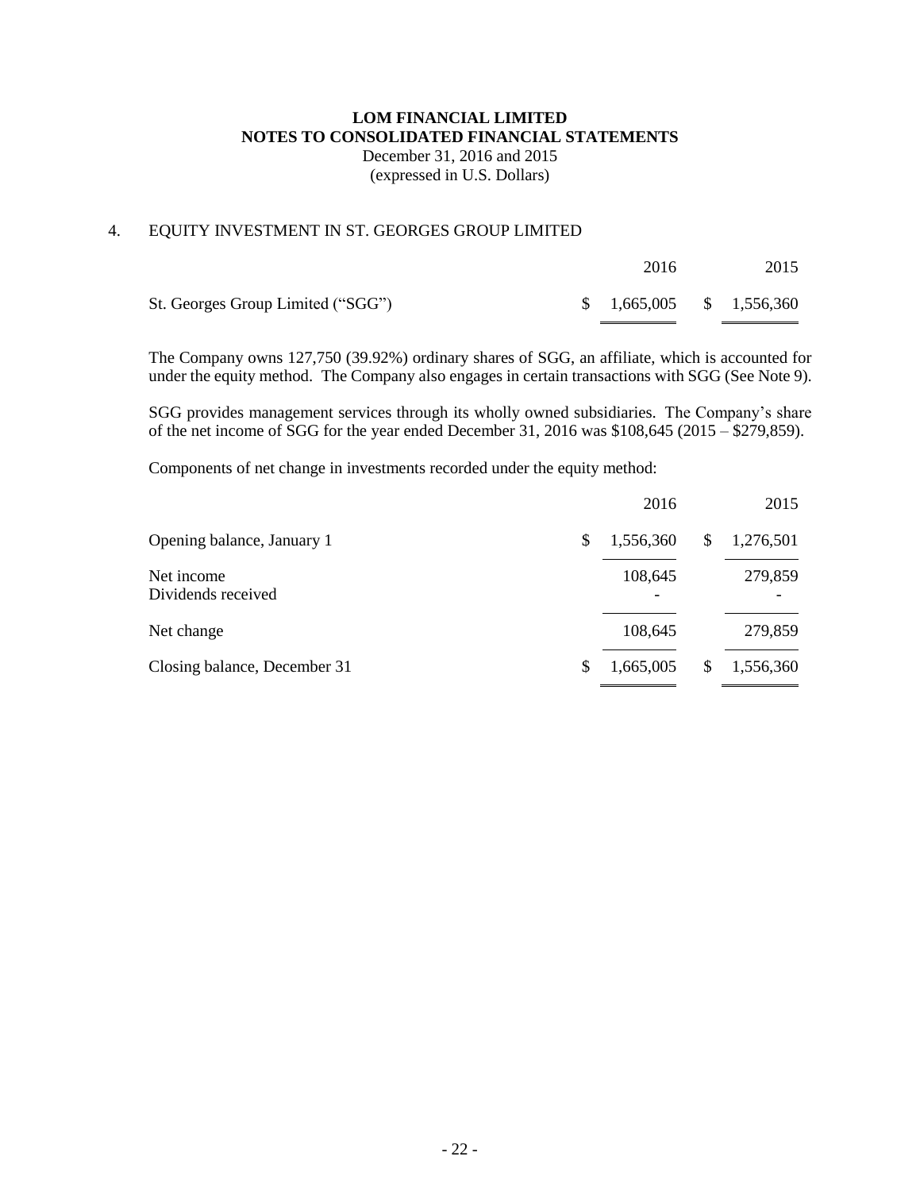**LOM FINANCIAL LIMITED**
**NOTES TO CONSOLIDATED FINANCIAL STATEMENTS**
December 31, 2016 and 2015
(expressed in U.S. Dollars)

## 4. EQUITY INVESTMENT IN ST. GEORGES GROUP LIMITED

| | 2016 | 2015 |
|---|---|---|
| St. Georges Group Limited ("SGG") | $ 1,665,005 | $ 1,556,360 |

The Company owns 127,750 (39.92%) ordinary shares of SGG, an affiliate, which is accounted for under the equity method. The Company also engages in certain transactions with SGG (See Note 9).

SGG provides management services through its wholly owned subsidiaries. The Company's share of the net income of SGG for the year ended December 31, 2016 was $108,645 (2015 – $279,859).

Components of net change in investments recorded under the equity method:

| | 2016 | 2015 |
|---|---|---|
| Opening balance, January 1 | $ 1,556,360 | $ 1,276,501 |
| Net income | 108,645 | 279,859 |
| Dividends received | - | - |
| Net change | 108,645 | 279,859 |
| Closing balance, December 31 | $ 1,665,005 | $ 1,556,360 |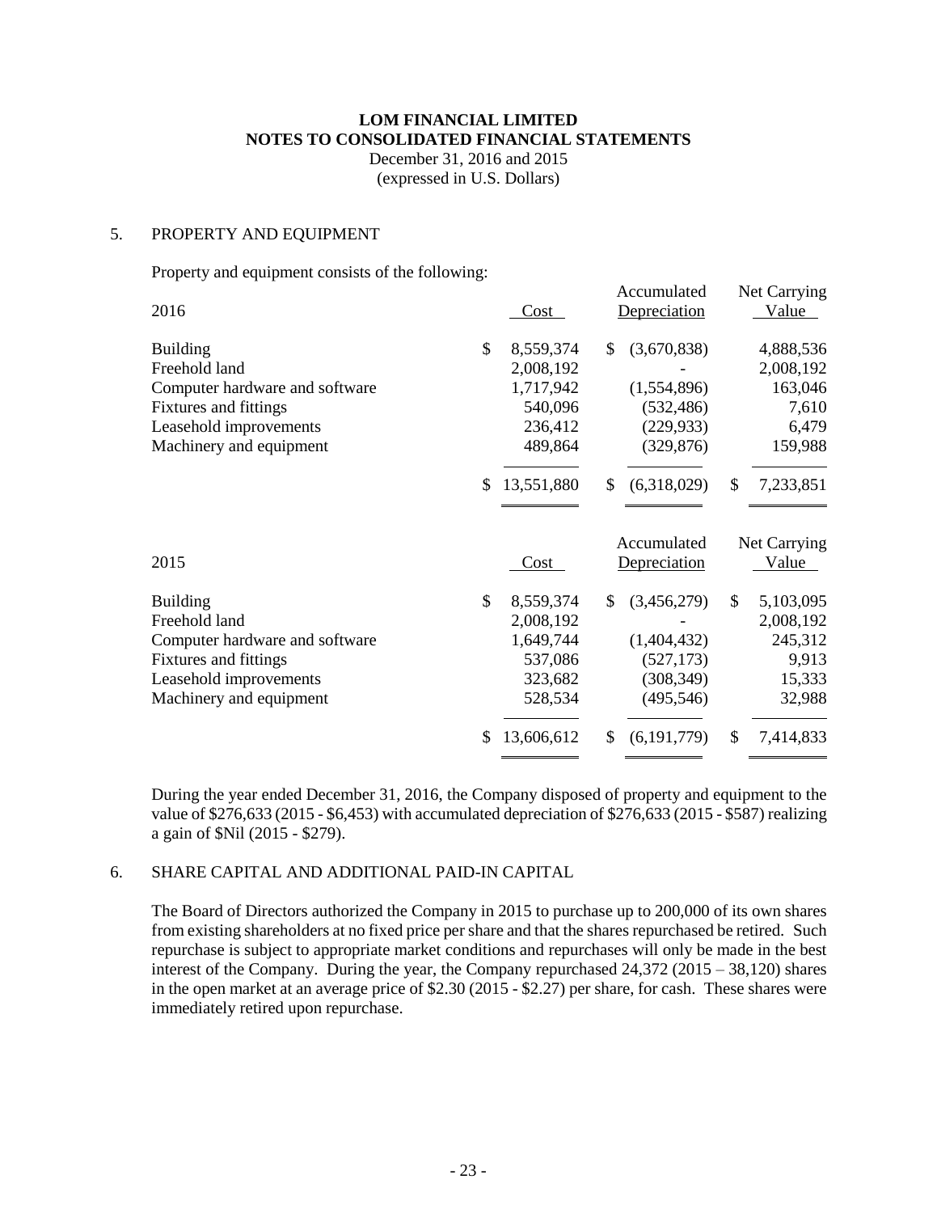# LOM FINANCIAL LIMITED
# NOTES TO CONSOLIDATED FINANCIAL STATEMENTS

December 31, 2016 and 2015
(expressed in U.S. Dollars)

## 5. PROPERTY AND EQUIPMENT

Property and equipment consists of the following:

| 2016 | Cost | Accumulated Depreciation | Net Carrying Value |
|---|---|---|---|
| Building | $ 8,559,374 | $ (3,670,838) | 4,888,536 |
| Freehold land | 2,008,192 | - | 2,008,192 |
| Computer hardware and software | 1,717,942 | (1,554,896) | 163,046 |
| Fixtures and fittings | 540,096 | (532,486) | 7,610 |
| Leasehold improvements | 236,412 | (229,933) | 6,479 |
| Machinery and equipment | 489,864 | (329,876) | 159,988 |
| | $ 13,551,880 | $ (6,318,029) | $ 7,233,851 |

| 2015 | Cost | Accumulated Depreciation | Net Carrying Value |
|---|---|---|---|
| Building | $ 8,559,374 | $ (3,456,279) | $ 5,103,095 |
| Freehold land | 2,008,192 | - | 2,008,192 |
| Computer hardware and software | 1,649,744 | (1,404,432) | 245,312 |
| Fixtures and fittings | 537,086 | (527,173) | 9,913 |
| Leasehold improvements | 323,682 | (308,349) | 15,333 |
| Machinery and equipment | 528,534 | (495,546) | 32,988 |
| | $ 13,606,612 | $ (6,191,779) | $ 7,414,833 |

During the year ended December 31, 2016, the Company disposed of property and equipment to the value of $276,633 (2015 - $6,453) with accumulated depreciation of $276,633 (2015 - $587) realizing a gain of $Nil (2015 - $279).

## 6. SHARE CAPITAL AND ADDITIONAL PAID-IN CAPITAL

The Board of Directors authorized the Company in 2015 to purchase up to 200,000 of its own shares from existing shareholders at no fixed price per share and that the shares repurchased be retired. Such repurchase is subject to appropriate market conditions and repurchases will only be made in the best interest of the Company. During the year, the Company repurchased 24,372 (2015 – 38,120) shares in the open market at an average price of $2.30 (2015 - $2.27) per share, for cash. These shares were immediately retired upon repurchase.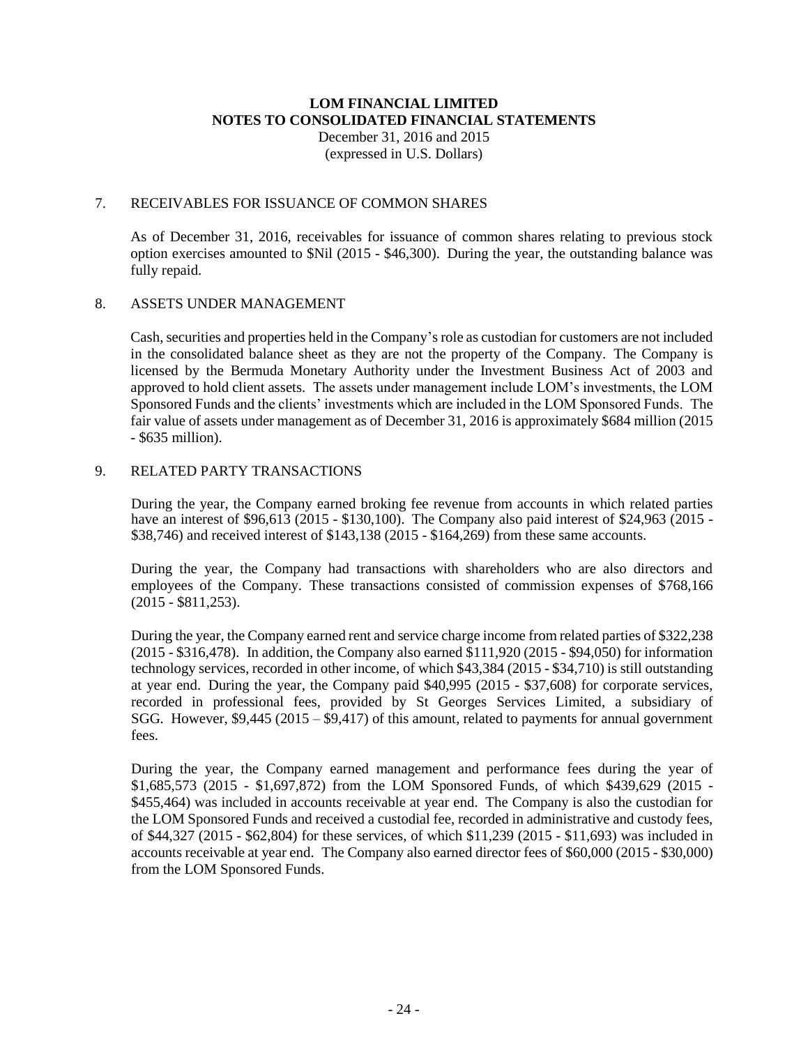# LOM FINANCIAL LIMITED
## NOTES TO CONSOLIDATED FINANCIAL STATEMENTS
December 31, 2016 and 2015
(expressed in U.S. Dollars)

## 7. RECEIVABLES FOR ISSUANCE OF COMMON SHARES

As of December 31, 2016, receivables for issuance of common shares relating to previous stock option exercises amounted to $Nil (2015 - $46,300). During the year, the outstanding balance was fully repaid.

## 8. ASSETS UNDER MANAGEMENT

Cash, securities and properties held in the Company's role as custodian for customers are not included in the consolidated balance sheet as they are not the property of the Company. The Company is licensed by the Bermuda Monetary Authority under the Investment Business Act of 2003 and approved to hold client assets. The assets under management include LOM's investments, the LOM Sponsored Funds and the clients' investments which are included in the LOM Sponsored Funds. The fair value of assets under management as of December 31, 2016 is approximately $684 million (2015 - $635 million).

## 9. RELATED PARTY TRANSACTIONS

During the year, the Company earned broking fee revenue from accounts in which related parties have an interest of $96,613 (2015 - $130,100). The Company also paid interest of $24,963 (2015 - $38,746) and received interest of $143,138 (2015 - $164,269) from these same accounts.

During the year, the Company had transactions with shareholders who are also directors and employees of the Company. These transactions consisted of commission expenses of $768,166 (2015 - $811,253).

During the year, the Company earned rent and service charge income from related parties of $322,238 (2015 - $316,478). In addition, the Company also earned $111,920 (2015 - $94,050) for information technology services, recorded in other income, of which $43,384 (2015 - $34,710) is still outstanding at year end. During the year, the Company paid $40,995 (2015 - $37,608) for corporate services, recorded in professional fees, provided by St Georges Services Limited, a subsidiary of SGG. However, $9,445 (2015 – $9,417) of this amount, related to payments for annual government fees.

During the year, the Company earned management and performance fees during the year of $1,685,573 (2015 - $1,697,872) from the LOM Sponsored Funds, of which $439,629 (2015 - $455,464) was included in accounts receivable at year end. The Company is also the custodian for the LOM Sponsored Funds and received a custodial fee, recorded in administrative and custody fees, of $44,327 (2015 - $62,804) for these services, of which $11,239 (2015 - $11,693) was included in accounts receivable at year end. The Company also earned director fees of $60,000 (2015 - $30,000) from the LOM Sponsored Funds.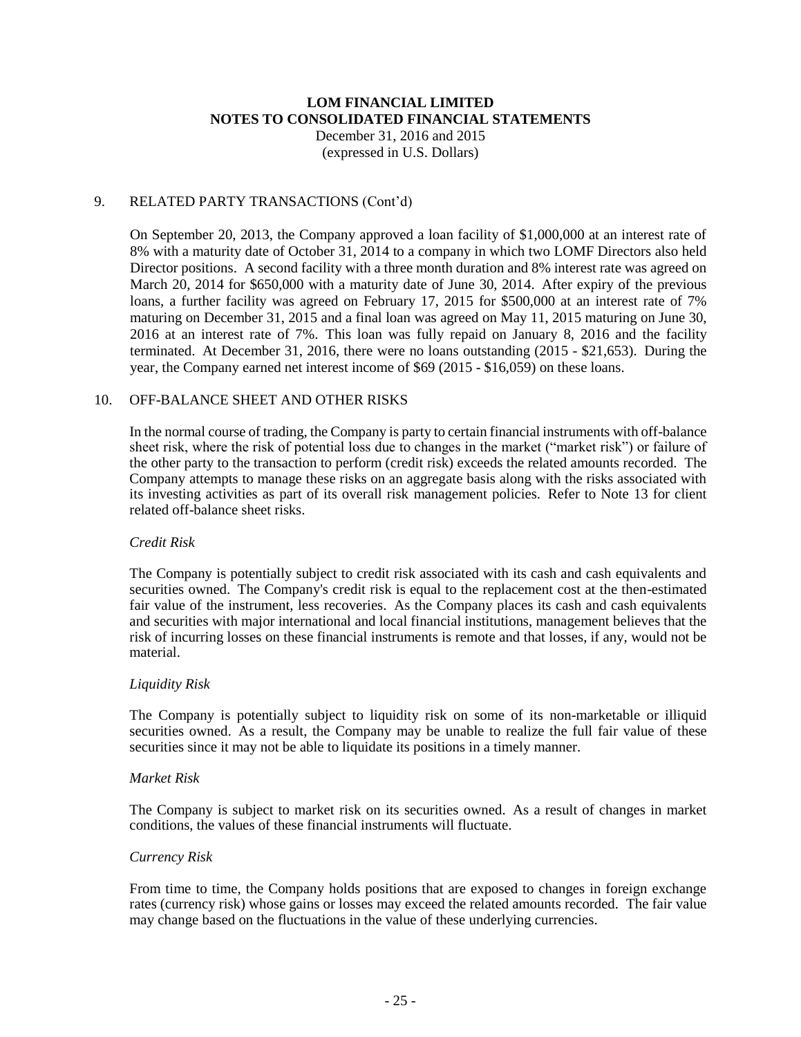# LOM FINANCIAL LIMITED
## NOTES TO CONSOLIDATED FINANCIAL STATEMENTS
December 31, 2016 and 2015
(expressed in U.S. Dollars)

9. RELATED PARTY TRANSACTIONS (Cont'd)

On September 20, 2013, the Company approved a loan facility of $1,000,000 at an interest rate of 8% with a maturity date of October 31, 2014 to a company in which two LOMF Directors also held Director positions. A second facility with a three month duration and 8% interest rate was agreed on March 20, 2014 for $650,000 with a maturity date of June 30, 2014. After expiry of the previous loans, a further facility was agreed on February 17, 2015 for $500,000 at an interest rate of 7% maturing on December 31, 2015 and a final loan was agreed on May 11, 2015 maturing on June 30, 2016 at an interest rate of 7%. This loan was fully repaid on January 8, 2016 and the facility terminated. At December 31, 2016, there were no loans outstanding (2015 - $21,653). During the year, the Company earned net interest income of $69 (2015 - $16,059) on these loans.

10. OFF-BALANCE SHEET AND OTHER RISKS

In the normal course of trading, the Company is party to certain financial instruments with off-balance sheet risk, where the risk of potential loss due to changes in the market ("market risk") or failure of the other party to the transaction to perform (credit risk) exceeds the related amounts recorded. The Company attempts to manage these risks on an aggregate basis along with the risks associated with its investing activities as part of its overall risk management policies. Refer to Note 13 for client related off-balance sheet risks.

*Credit Risk*

The Company is potentially subject to credit risk associated with its cash and cash equivalents and securities owned. The Company's credit risk is equal to the replacement cost at the then-estimated fair value of the instrument, less recoveries. As the Company places its cash and cash equivalents and securities with major international and local financial institutions, management believes that the risk of incurring losses on these financial instruments is remote and that losses, if any, would not be material.

*Liquidity Risk*

The Company is potentially subject to liquidity risk on some of its non-marketable or illiquid securities owned. As a result, the Company may be unable to realize the full fair value of these securities since it may not be able to liquidate its positions in a timely manner.

*Market Risk*

The Company is subject to market risk on its securities owned. As a result of changes in market conditions, the values of these financial instruments will fluctuate.

*Currency Risk*

From time to time, the Company holds positions that are exposed to changes in foreign exchange rates (currency risk) whose gains or losses may exceed the related amounts recorded. The fair value may change based on the fluctuations in the value of these underlying currencies.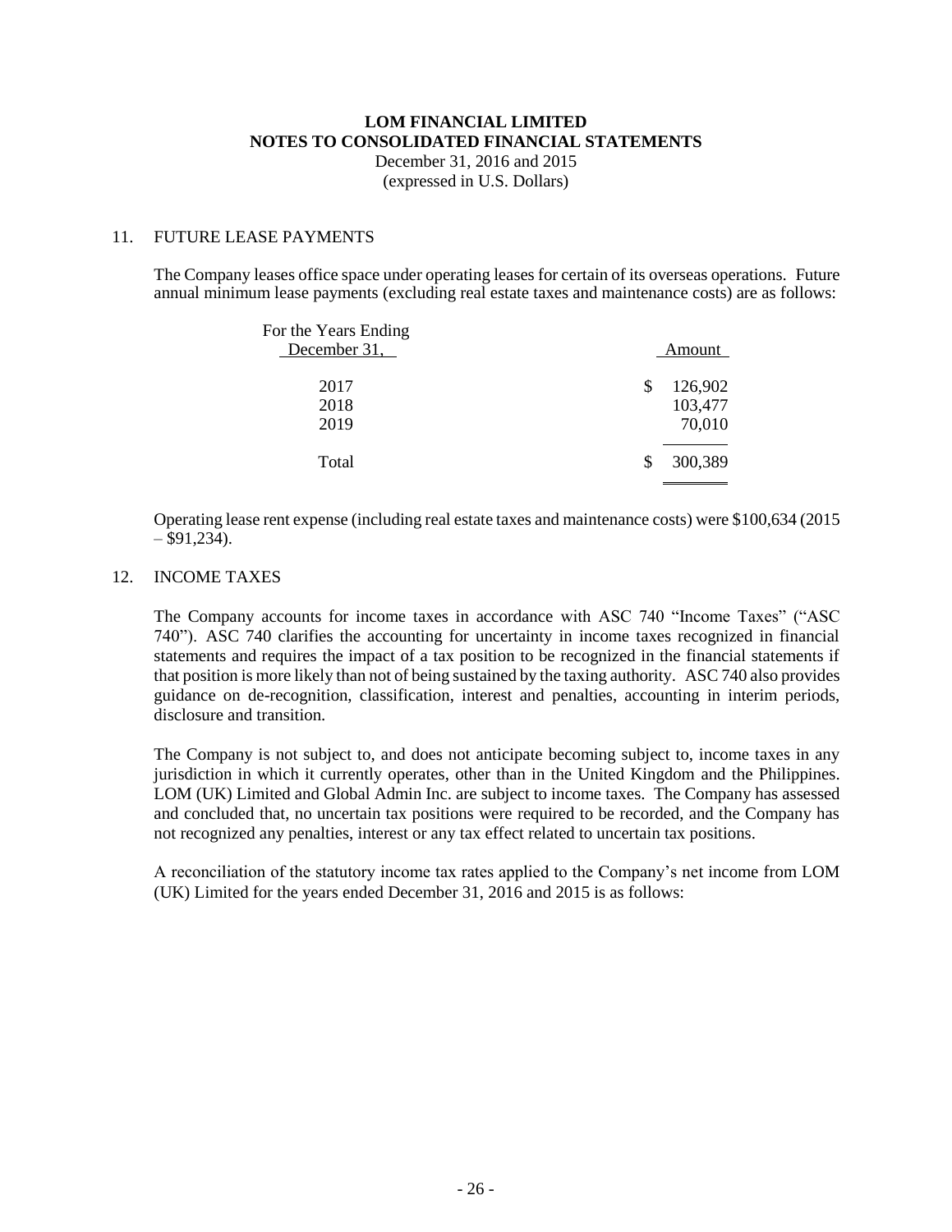# LOM FINANCIAL LIMITED
# NOTES TO CONSOLIDATED FINANCIAL STATEMENTS

December 31, 2016 and 2015
(expressed in U.S. Dollars)

## 11. FUTURE LEASE PAYMENTS

The Company leases office space under operating leases for certain of its overseas operations. Future annual minimum lease payments (excluding real estate taxes and maintenance costs) are as follows:

| For the Years Ending December 31, | Amount |
|---|---|
| 2017 | $ 126,902 |
| 2018 | 103,477 |
| 2019 | 70,010 |
| Total | $ 300,389 |

Operating lease rent expense (including real estate taxes and maintenance costs) were $100,634 (2015 – $91,234).

## 12. INCOME TAXES

The Company accounts for income taxes in accordance with ASC 740 "Income Taxes" ("ASC 740"). ASC 740 clarifies the accounting for uncertainty in income taxes recognized in financial statements and requires the impact of a tax position to be recognized in the financial statements if that position is more likely than not of being sustained by the taxing authority. ASC 740 also provides guidance on de-recognition, classification, interest and penalties, accounting in interim periods, disclosure and transition.

The Company is not subject to, and does not anticipate becoming subject to, income taxes in any jurisdiction in which it currently operates, other than in the United Kingdom and the Philippines. LOM (UK) Limited and Global Admin Inc. are subject to income taxes. The Company has assessed and concluded that, no uncertain tax positions were required to be recorded, and the Company has not recognized any penalties, interest or any tax effect related to uncertain tax positions.

A reconciliation of the statutory income tax rates applied to the Company's net income from LOM (UK) Limited for the years ended December 31, 2016 and 2015 is as follows: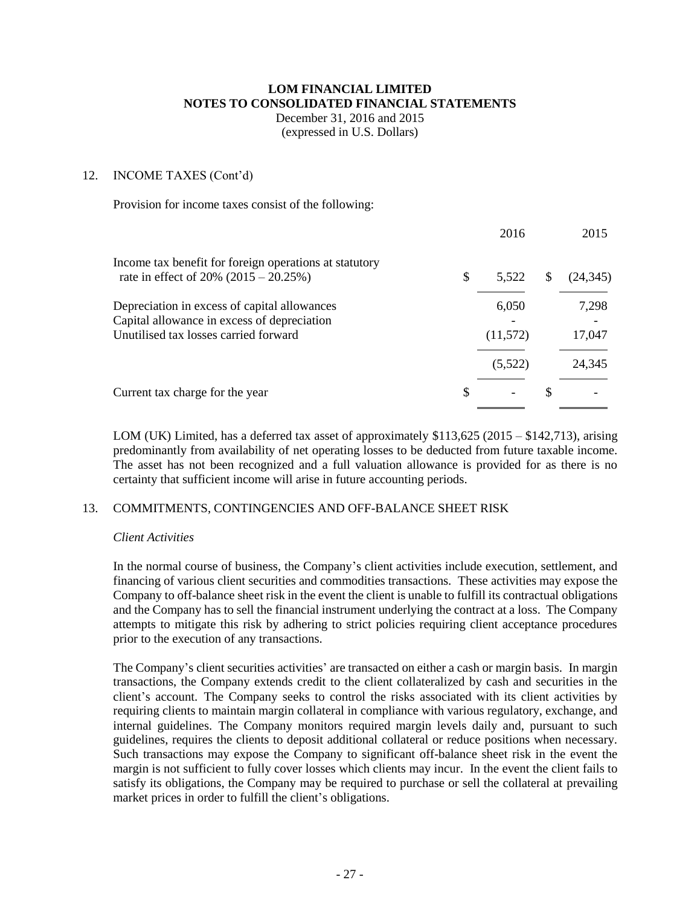## LOM FINANCIAL LIMITED
## NOTES TO CONSOLIDATED FINANCIAL STATEMENTS
December 31, 2016 and 2015
(expressed in U.S. Dollars)

### 12. INCOME TAXES (Cont'd)

Provision for income taxes consist of the following:

| | 2016 | 2015 |
|---|---|---|
| Income tax benefit for foreign operations at statutory rate in effect of 20% (2015 – 20.25%) | $ 5,522 | $ (24,345) |
| Depreciation in excess of capital allowances | 6,050 | 7,298 |
| Capital allowance in excess of depreciation | - | - |
| Unutilised tax losses carried forward | (11,572) | 17,047 |
| | (5,522) | 24,345 |
| Current tax charge for the year | $ - | $ - |

LOM (UK) Limited, has a deferred tax asset of approximately $113,625 (2015 – $142,713), arising predominantly from availability of net operating losses to be deducted from future taxable income. The asset has not been recognized and a full valuation allowance is provided for as there is no certainty that sufficient income will arise in future accounting periods.

### 13. COMMITMENTS, CONTINGENCIES AND OFF-BALANCE SHEET RISK

*Client Activities*

In the normal course of business, the Company's client activities include execution, settlement, and financing of various client securities and commodities transactions. These activities may expose the Company to off-balance sheet risk in the event the client is unable to fulfill its contractual obligations and the Company has to sell the financial instrument underlying the contract at a loss. The Company attempts to mitigate this risk by adhering to strict policies requiring client acceptance procedures prior to the execution of any transactions.

The Company's client securities activities' are transacted on either a cash or margin basis. In margin transactions, the Company extends credit to the client collateralized by cash and securities in the client's account. The Company seeks to control the risks associated with its client activities by requiring clients to maintain margin collateral in compliance with various regulatory, exchange, and internal guidelines. The Company monitors required margin levels daily and, pursuant to such guidelines, requires the clients to deposit additional collateral or reduce positions when necessary. Such transactions may expose the Company to significant off-balance sheet risk in the event the margin is not sufficient to fully cover losses which clients may incur. In the event the client fails to satisfy its obligations, the Company may be required to purchase or sell the collateral at prevailing market prices in order to fulfill the client's obligations.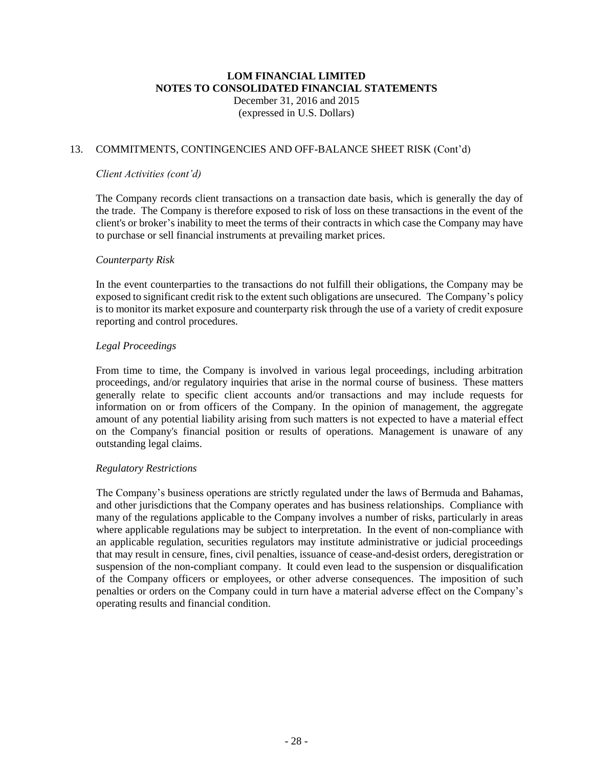# LOM FINANCIAL LIMITED
# NOTES TO CONSOLIDATED FINANCIAL STATEMENTS
December 31, 2016 and 2015
(expressed in U.S. Dollars)

## 13. COMMITMENTS, CONTINGENCIES AND OFF-BALANCE SHEET RISK (Cont'd)

*Client Activities (cont'd)*

The Company records client transactions on a transaction date basis, which is generally the day of the trade. The Company is therefore exposed to risk of loss on these transactions in the event of the client's or broker's inability to meet the terms of their contracts in which case the Company may have to purchase or sell financial instruments at prevailing market prices.

*Counterparty Risk*

In the event counterparties to the transactions do not fulfill their obligations, the Company may be exposed to significant credit risk to the extent such obligations are unsecured. The Company's policy is to monitor its market exposure and counterparty risk through the use of a variety of credit exposure reporting and control procedures.

*Legal Proceedings*

From time to time, the Company is involved in various legal proceedings, including arbitration proceedings, and/or regulatory inquiries that arise in the normal course of business. These matters generally relate to specific client accounts and/or transactions and may include requests for information on or from officers of the Company. In the opinion of management, the aggregate amount of any potential liability arising from such matters is not expected to have a material effect on the Company's financial position or results of operations. Management is unaware of any outstanding legal claims.

*Regulatory Restrictions*

The Company's business operations are strictly regulated under the laws of Bermuda and Bahamas, and other jurisdictions that the Company operates and has business relationships. Compliance with many of the regulations applicable to the Company involves a number of risks, particularly in areas where applicable regulations may be subject to interpretation. In the event of non-compliance with an applicable regulation, securities regulators may institute administrative or judicial proceedings that may result in censure, fines, civil penalties, issuance of cease-and-desist orders, deregistration or suspension of the non-compliant company. It could even lead to the suspension or disqualification of the Company officers or employees, or other adverse consequences. The imposition of such penalties or orders on the Company could in turn have a material adverse effect on the Company's operating results and financial condition.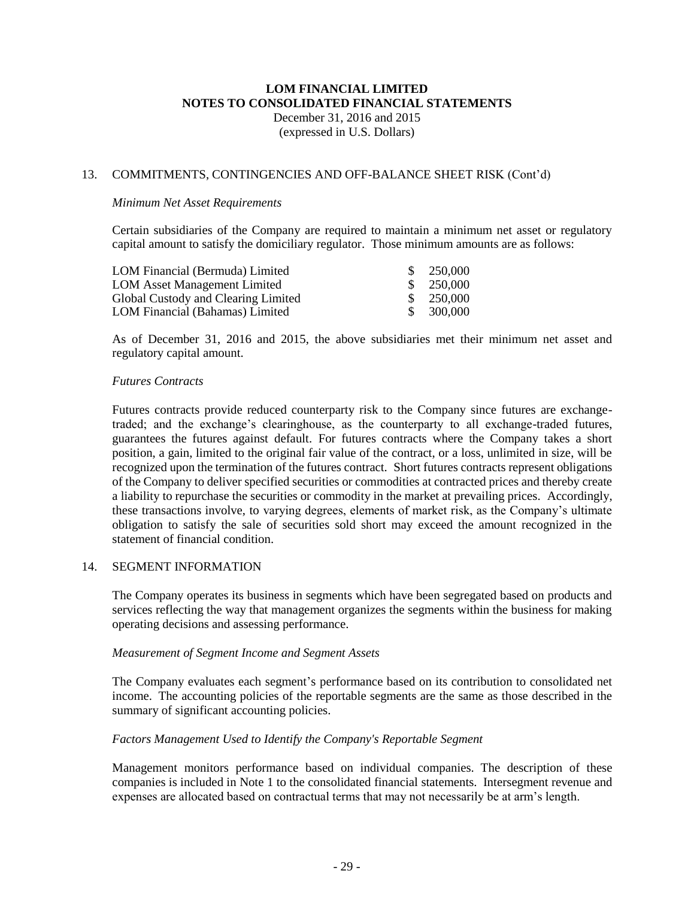## 13. COMMITMENTS, CONTINGENCIES AND OFF-BALANCE SHEET RISK (Cont'd)

*Minimum Net Asset Requirements*

Certain subsidiaries of the Company are required to maintain a minimum net asset or regulatory capital amount to satisfy the domiciliary regulator. Those minimum amounts are as follows:

| | |
|---|---|
| LOM Financial (Bermuda) Limited | $ 250,000 |
| LOM Asset Management Limited | $ 250,000 |
| Global Custody and Clearing Limited | $ 250,000 |
| LOM Financial (Bahamas) Limited | $ 300,000 |

As of December 31, 2016 and 2015, the above subsidiaries met their minimum net asset and regulatory capital amount.

*Futures Contracts*

Futures contracts provide reduced counterparty risk to the Company since futures are exchange-traded; and the exchange's clearinghouse, as the counterparty to all exchange-traded futures, guarantees the futures against default. For futures contracts where the Company takes a short position, a gain, limited to the original fair value of the contract, or a loss, unlimited in size, will be recognized upon the termination of the futures contract. Short futures contracts represent obligations of the Company to deliver specified securities or commodities at contracted prices and thereby create a liability to repurchase the securities or commodity in the market at prevailing prices. Accordingly, these transactions involve, to varying degrees, elements of market risk, as the Company's ultimate obligation to satisfy the sale of securities sold short may exceed the amount recognized in the statement of financial condition.

## 14. SEGMENT INFORMATION

The Company operates its business in segments which have been segregated based on products and services reflecting the way that management organizes the segments within the business for making operating decisions and assessing performance.

*Measurement of Segment Income and Segment Assets*

The Company evaluates each segment's performance based on its contribution to consolidated net income. The accounting policies of the reportable segments are the same as those described in the summary of significant accounting policies.

*Factors Management Used to Identify the Company's Reportable Segment*

Management monitors performance based on individual companies. The description of these companies is included in Note 1 to the consolidated financial statements. Intersegment revenue and expenses are allocated based on contractual terms that may not necessarily be at arm's length.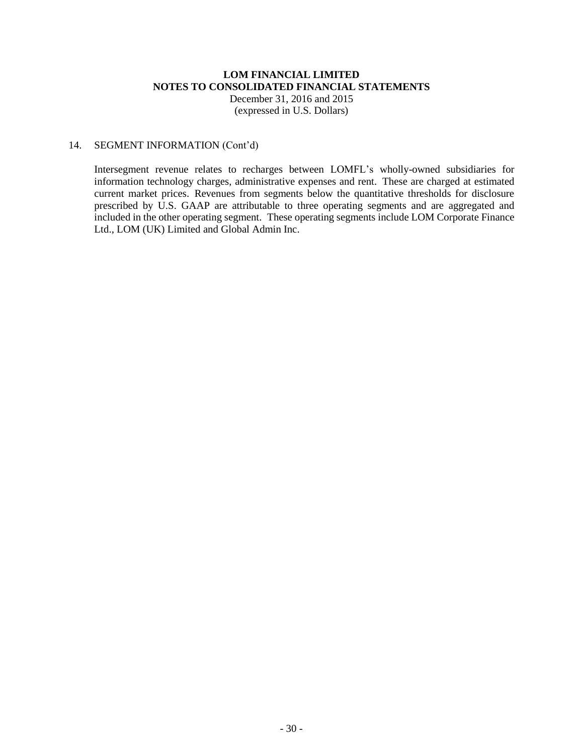**LOM FINANCIAL LIMITED**
**NOTES TO CONSOLIDATED FINANCIAL STATEMENTS**
December 31, 2016 and 2015
(expressed in U.S. Dollars)

14. SEGMENT INFORMATION (Cont'd)

Intersegment revenue relates to recharges between LOMFL's wholly-owned subsidiaries for information technology charges, administrative expenses and rent. These are charged at estimated current market prices. Revenues from segments below the quantitative thresholds for disclosure prescribed by U.S. GAAP are attributable to three operating segments and are aggregated and included in the other operating segment. These operating segments include LOM Corporate Finance Ltd., LOM (UK) Limited and Global Admin Inc.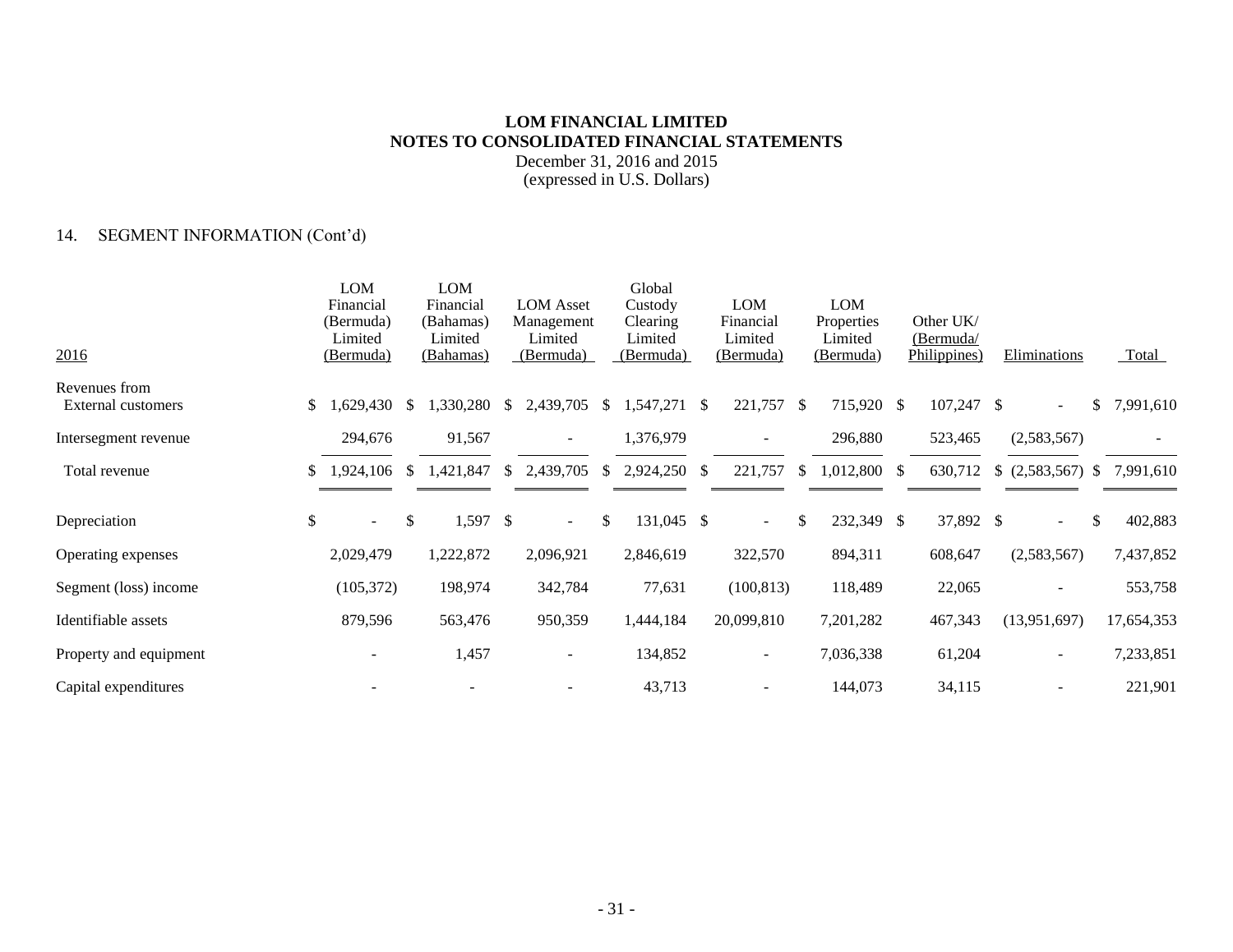**LOM FINANCIAL LIMITED**
**NOTES TO CONSOLIDATED FINANCIAL STATEMENTS**
December 31, 2016 and 2015
(expressed in U.S. Dollars)

14. SEGMENT INFORMATION (Cont'd)

| 2016 | LOM Financial (Bermuda) Limited (Bermuda) | LOM Financial (Bahamas) Limited (Bahamas) | LOM Asset Management Limited (Bermuda) | Global Custody Clearing Limited (Bermuda) | LOM Financial Limited (Bermuda) | LOM Properties Limited (Bermuda) | Other UK/ (Bermuda/ Philippines) | Eliminations | Total |
|---|---|---|---|---|---|---|---|---|---|
| Revenues from External customers | $ 1,629,430 | $ 1,330,280 | $ 2,439,705 | $ 1,547,271 | $ 221,757 | $ 715,920 | $ 107,247 | $ - | $ 7,991,610 |
| Intersegment revenue | 294,676 | 91,567 | - | 1,376,979 | - | 296,880 | 523,465 | (2,583,567) | - |
| Total revenue | $ 1,924,106 | $ 1,421,847 | $ 2,439,705 | $ 2,924,250 | $ 221,757 | $ 1,012,800 | $ 630,712 | $ (2,583,567) | $ 7,991,610 |
| Depreciation | $ - | $ 1,597 | $ - | $ 131,045 | $ - | $ 232,349 | $ 37,892 | $ - | $ 402,883 |
| Operating expenses | 2,029,479 | 1,222,872 | 2,096,921 | 2,846,619 | 322,570 | 894,311 | 608,647 | (2,583,567) | 7,437,852 |
| Segment (loss) income | (105,372) | 198,974 | 342,784 | 77,631 | (100,813) | 118,489 | 22,065 | - | 553,758 |
| Identifiable assets | 879,596 | 563,476 | 950,359 | 1,444,184 | 20,099,810 | 7,201,282 | 467,343 | (13,951,697) | 17,654,353 |
| Property and equipment | - | 1,457 | - | 134,852 | - | 7,036,338 | 61,204 | - | 7,233,851 |
| Capital expenditures | - | - | - | 43,713 | - | 144,073 | 34,115 | - | 221,901 |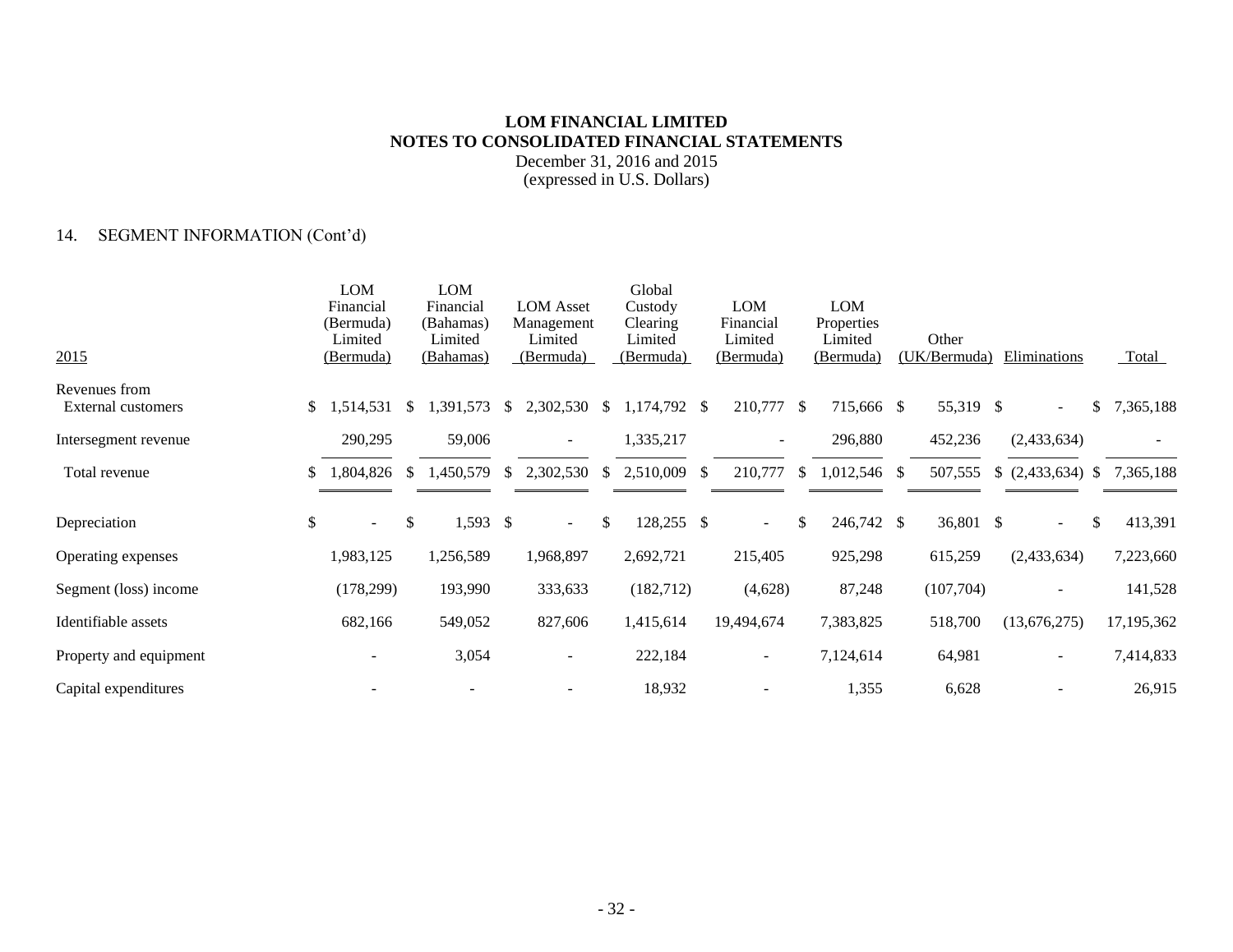# LOM FINANCIAL LIMITED
## NOTES TO CONSOLIDATED FINANCIAL STATEMENTS

December 31, 2016 and 2015
(expressed in U.S. Dollars)

### 14. SEGMENT INFORMATION (Cont'd)

| 2015 | LOM Financial (Bermuda) Limited (Bermuda) | LOM Financial (Bahamas) Limited (Bahamas) | LOM Asset Management Limited (Bermuda) | Global Custody Clearing Limited (Bermuda) | LOM Financial Limited (Bermuda) | LOM Properties Limited (Bermuda) | Other (UK/Bermuda) | Eliminations | Total |
|---|---|---|---|---|---|---|---|---|---|
| Revenues from External customers | $ 1,514,531 | $ 1,391,573 | $ 2,302,530 | $ 1,174,792 | $ 210,777 | $ 715,666 | $ 55,319 | $ - | $ 7,365,188 |
| Intersegment revenue | 290,295 | 59,006 | - | 1,335,217 | - | 296,880 | 452,236 | (2,433,634) | - |
| Total revenue | $ 1,804,826 | $ 1,450,579 | $ 2,302,530 | $ 2,510,009 | $ 210,777 | $ 1,012,546 | $ 507,555 | $ (2,433,634) | $ 7,365,188 |
| Depreciation | $ - | $ 1,593 | $ - | $ 128,255 | $ - | $ 246,742 | $ 36,801 | $ - | $ 413,391 |
| Operating expenses | 1,983,125 | 1,256,589 | 1,968,897 | 2,692,721 | 215,405 | 925,298 | 615,259 | (2,433,634) | 7,223,660 |
| Segment (loss) income | (178,299) | 193,990 | 333,633 | (182,712) | (4,628) | 87,248 | (107,704) | - | 141,528 |
| Identifiable assets | 682,166 | 549,052 | 827,606 | 1,415,614 | 19,494,674 | 7,383,825 | 518,700 | (13,676,275) | 17,195,362 |
| Property and equipment | - | 3,054 | - | 222,184 | - | 7,124,614 | 64,981 | - | 7,414,833 |
| Capital expenditures | - | - | - | 18,932 | - | 1,355 | 6,628 | - | 26,915 |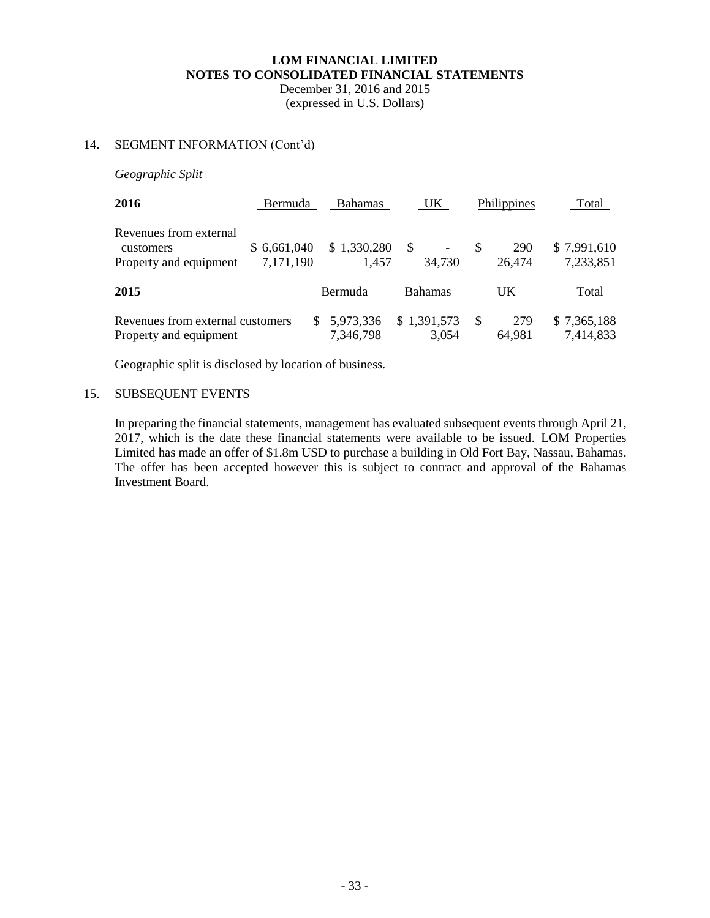## 14. SEGMENT INFORMATION (Cont'd)

*Geographic Split*

| 2016 | Bermuda | Bahamas | UK | Philippines | Total |
|---|---|---|---|---|---|
| Revenues from external customers | $ 6,661,040 | $ 1,330,280 | $ - | $ 290 | $ 7,991,610 |
| Property and equipment | 7,171,190 | 1,457 | 34,730 | 26,474 | 7,233,851 |

| 2015 | Bermuda | Bahamas | UK | Total |
|---|---|---|---|---|
| Revenues from external customers | $ 5,973,336 | $ 1,391,573 | $ 279 | $ 7,365,188 |
| Property and equipment | 7,346,798 | 3,054 | 64,981 | 7,414,833 |

Geographic split is disclosed by location of business.

## 15. SUBSEQUENT EVENTS

In preparing the financial statements, management has evaluated subsequent events through April 21, 2017, which is the date these financial statements were available to be issued. LOM Properties Limited has made an offer of $1.8m USD to purchase a building in Old Fort Bay, Nassau, Bahamas. The offer has been accepted however this is subject to contract and approval of the Bahamas Investment Board.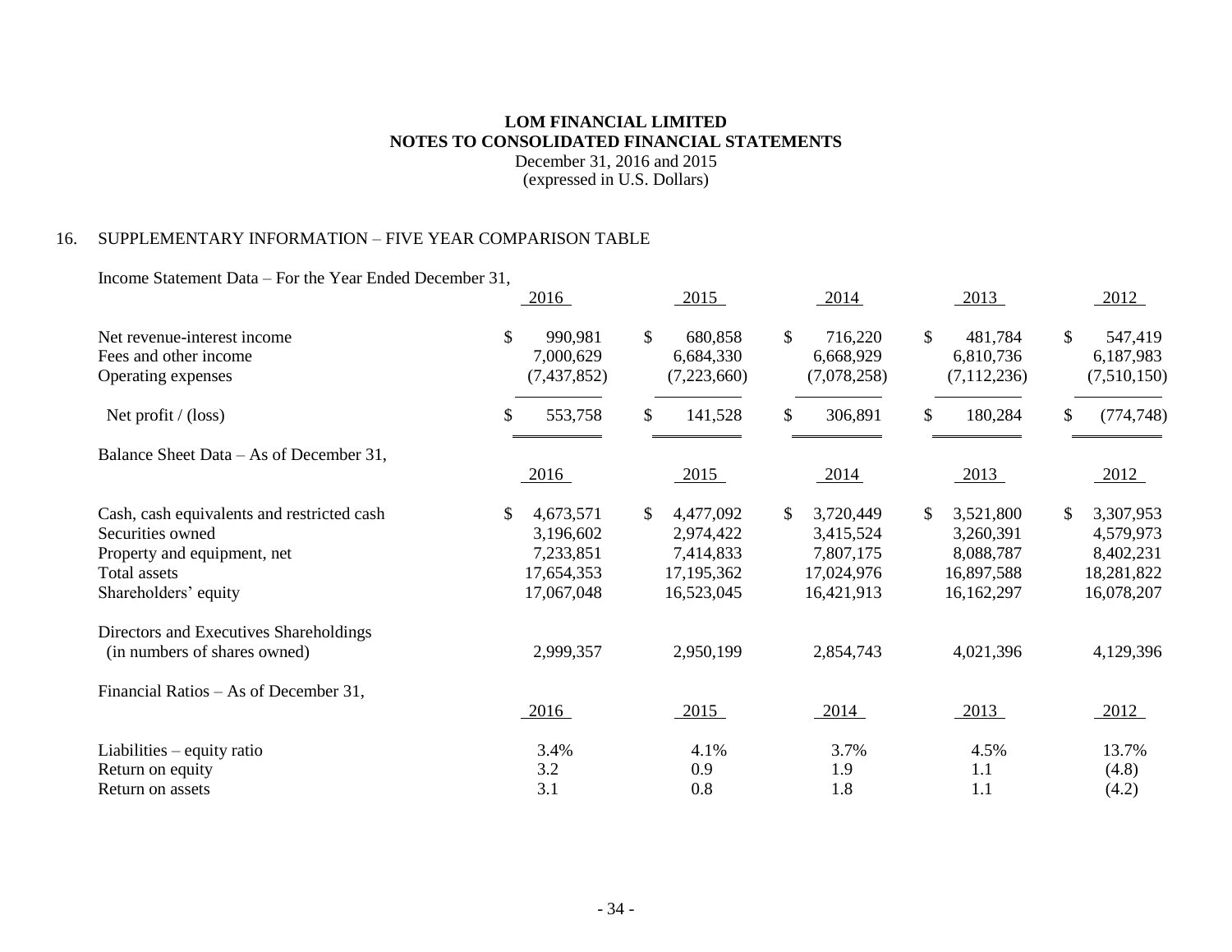**LOM FINANCIAL LIMITED**
**NOTES TO CONSOLIDATED FINANCIAL STATEMENTS**
December 31, 2016 and 2015
(expressed in U.S. Dollars)

16. SUPPLEMENTARY INFORMATION – FIVE YEAR COMPARISON TABLE

| Income Statement Data – For the Year Ended December 31, | 2016 | 2015 | 2014 | 2013 | 2012 |
|---|---|---|---|---|---|
| Net revenue-interest income | $ 990,981 | $ 680,858 | $ 716,220 | $ 481,784 | $ 547,419 |
| Fees and other income | 7,000,629 | 6,684,330 | 6,668,929 | 6,810,736 | 6,187,983 |
| Operating expenses | (7,437,852) | (7,223,660) | (7,078,258) | (7,112,236) | (7,510,150) |
| Net profit / (loss) | $ 553,758 | $ 141,528 | $ 306,891 | $ 180,284 | $ (774,748) |

| Balance Sheet Data – As of December 31, | 2016 | 2015 | 2014 | 2013 | 2012 |
|---|---|---|---|---|---|
| Cash, cash equivalents and restricted cash | $ 4,673,571 | $ 4,477,092 | $ 3,720,449 | $ 3,521,800 | $ 3,307,953 |
| Securities owned | 3,196,602 | 2,974,422 | 3,415,524 | 3,260,391 | 4,579,973 |
| Property and equipment, net | 7,233,851 | 7,414,833 | 7,807,175 | 8,088,787 | 8,402,231 |
| Total assets | 17,654,353 | 17,195,362 | 17,024,976 | 16,897,588 | 18,281,822 |
| Shareholders' equity | 17,067,048 | 16,523,045 | 16,421,913 | 16,162,297 | 16,078,207 |
| Directors and Executives Shareholdings (in numbers of shares owned) | 2,999,357 | 2,950,199 | 2,854,743 | 4,021,396 | 4,129,396 |

| Financial Ratios – As of December 31, | 2016 | 2015 | 2014 | 2013 | 2012 |
|---|---|---|---|---|---|
| Liabilities – equity ratio | 3.4% | 4.1% | 3.7% | 4.5% | 13.7% |
| Return on equity | 3.2 | 0.9 | 1.9 | 1.1 | (4.8) |
| Return on assets | 3.1 | 0.8 | 1.8 | 1.1 | (4.2) |